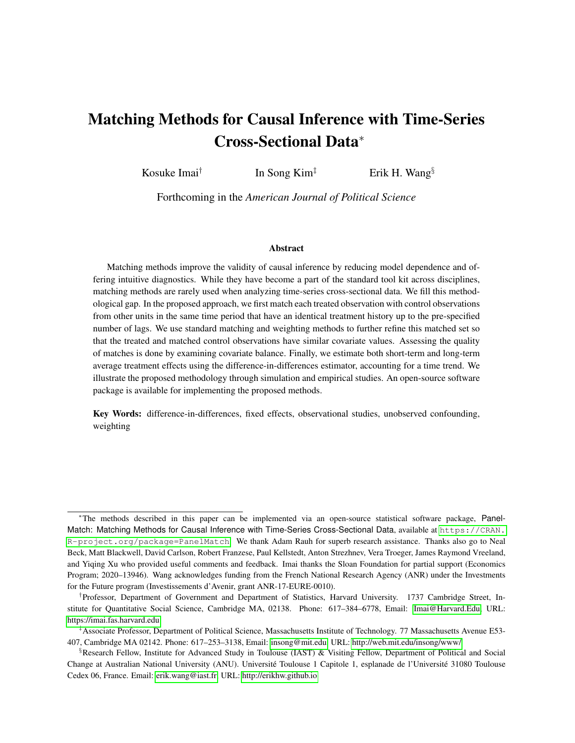# Matching Methods for Causal Inference with Time-Series Cross-Sectional Data*

Kosuke Imai[†] In Song Kim[‡] Erik H. Wang[§]

Forthcoming in the *American Journal of Political Science*

### Abstract

Matching methods improve the validity of causal inference by reducing model dependence and offering intuitive diagnostics. While they have become a part of the standard tool kit across disciplines, matching methods are rarely used when analyzing time-series cross-sectional data. We fill this methodological gap. In the proposed approach, we first match each treated observation with control observations from other units in the same time period that have an identical treatment history up to the pre-specified number of lags. We use standard matching and weighting methods to further refine this matched set so that the treated and matched control observations have similar covariate values. Assessing the quality of matches is done by examining covariate balance. Finally, we estimate both short-term and long-term average treatment effects using the difference-in-differences estimator, accounting for a time trend. We illustrate the proposed methodology through simulation and empirical studies. An open-source software package is available for implementing the proposed methods.

**Key Words:** difference-in-differences, fixed effects, observational studies, unobserved confounding, weighting

---

*The methods described in this paper can be implemented via an open-source statistical software package, PanelMatch: Matching Methods for Causal Inference with Time-Series Cross-Sectional Data, available at `https://CRAN.R-project.org/package=PanelMatch`. We thank Adam Rauh for superb research assistance. Thanks also go to Neal Beck, Matt Blackwell, David Carlson, Robert Franzese, Paul Kellstedt, Anton Strezhnev, Vera Troeger, James Raymond Vreeland, and Yiqing Xu who provided useful comments and feedback. Imai thanks the Sloan Foundation for partial support (Economics Program; 2020–13946). Wang acknowledges funding from the French National Research Agency (ANR) under the Investments for the Future program (Investissements d'Avenir, grant ANR-17-EURE-0010).

[†]Professor, Department of Government and Department of Statistics, Harvard University. 1737 Cambridge Street, Institute for Quantitative Social Science, Cambridge MA, 02138. Phone: 617–384–6778, Email: Imai@Harvard.Edu URL: https://imai.fas.harvard.edu

[‡]Associate Professor, Department of Political Science, Massachusetts Institute of Technology. 77 Massachusetts Avenue E53-407, Cambridge MA 02142. Phone: 617–253–3138, Email: insong@mit.edu, URL: http://web.mit.edu/insong/www/

[§]Research Fellow, Institute for Advanced Study in Toulouse (IAST) & Visiting Fellow, Department of Political and Social Change at Australian National University (ANU). Université Toulouse 1 Capitole 1, esplanade de l'Université 31080 Toulouse Cedex 06, France. Email: erik.wang@iast.fr URL: http://erikhw.github.io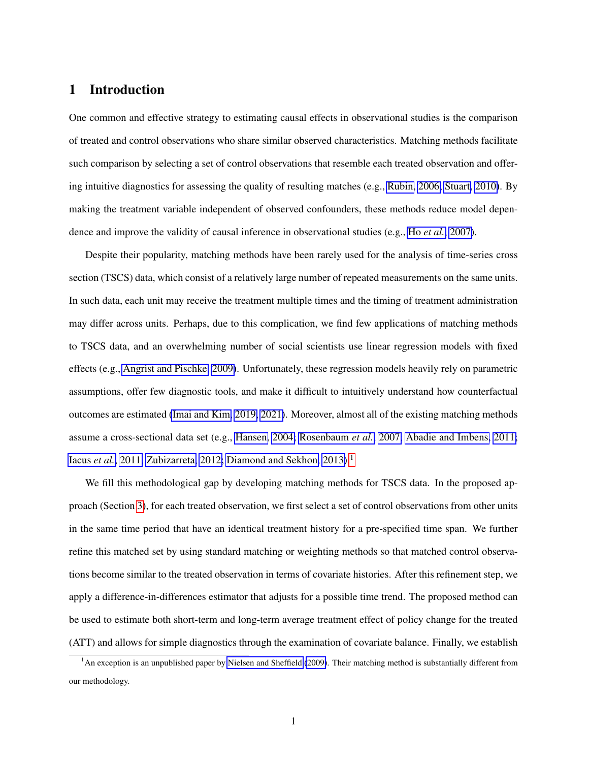# 1 Introduction

One common and effective strategy to estimating causal effects in observational studies is the comparison of treated and control observations who share similar observed characteristics. Matching methods facilitate such comparison by selecting a set of control observations that resemble each treated observation and offering intuitive diagnostics for assessing the quality of resulting matches (e.g., Rubin, 2006; Stuart, 2010). By making the treatment variable independent of observed confounders, these methods reduce model dependence and improve the validity of causal inference in observational studies (e.g., Ho *et al.*, 2007).

Despite their popularity, matching methods have been rarely used for the analysis of time-series cross section (TSCS) data, which consist of a relatively large number of repeated measurements on the same units. In such data, each unit may receive the treatment multiple times and the timing of treatment administration may differ across units. Perhaps, due to this complication, we find few applications of matching methods to TSCS data, and an overwhelming number of social scientists use linear regression models with fixed effects (e.g., Angrist and Pischke, 2009). Unfortunately, these regression models heavily rely on parametric assumptions, offer few diagnostic tools, and make it difficult to intuitively understand how counterfactual outcomes are estimated (Imai and Kim, 2019, 2021). Moreover, almost all of the existing matching methods assume a cross-sectional data set (e.g., Hansen, 2004; Rosenbaum *et al.*, 2007; Abadie and Imbens, 2011; Iacus *et al.*, 2011; Zubizarreta, 2012; Diamond and Sekhon, 2013).[1]

We fill this methodological gap by developing matching methods for TSCS data. In the proposed approach (Section 3), for each treated observation, we first select a set of control observations from other units in the same time period that have an identical treatment history for a pre-specified time span. We further refine this matched set by using standard matching or weighting methods so that matched control observations become similar to the treated observation in terms of covariate histories. After this refinement step, we apply a difference-in-differences estimator that adjusts for a possible time trend. The proposed method can be used to estimate both short-term and long-term average treatment effect of policy change for the treated (ATT) and allows for simple diagnostics through the examination of covariate balance. Finally, we establish

[1] An exception is an unpublished paper by Nielsen and Sheffield (2009). Their matching method is substantially different from our methodology.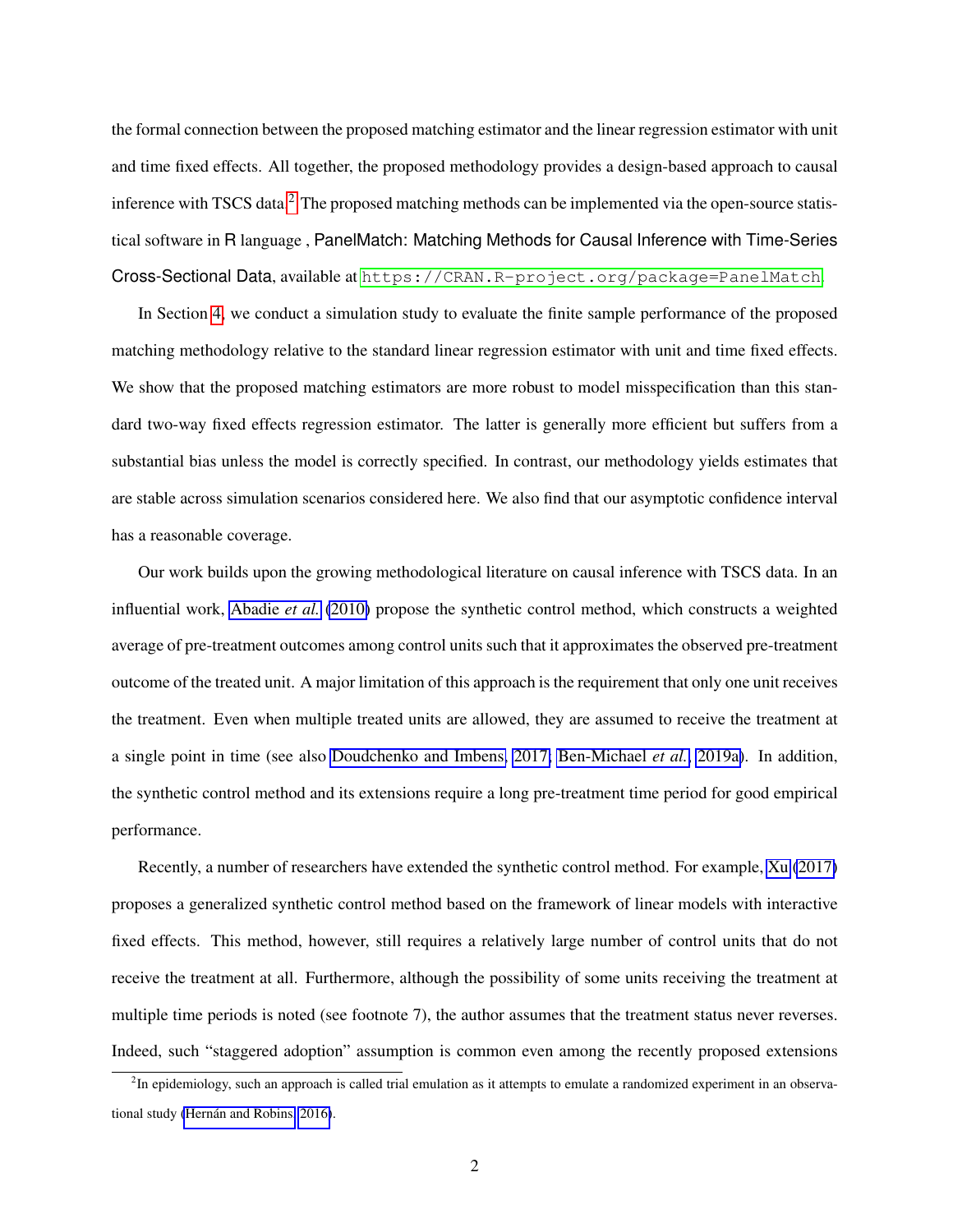the formal connection between the proposed matching estimator and the linear regression estimator with unit and time fixed effects. All together, the proposed methodology provides a design-based approach to causal inference with TSCS data.[2] The proposed matching methods can be implemented via the open-source statistical software in R language , PanelMatch: Matching Methods for Causal Inference with Time-Series Cross-Sectional Data, available at https://CRAN.R-project.org/package=PanelMatch.

In Section 4, we conduct a simulation study to evaluate the finite sample performance of the proposed matching methodology relative to the standard linear regression estimator with unit and time fixed effects. We show that the proposed matching estimators are more robust to model misspecification than this standard two-way fixed effects regression estimator. The latter is generally more efficient but suffers from a substantial bias unless the model is correctly specified. In contrast, our methodology yields estimates that are stable across simulation scenarios considered here. We also find that our asymptotic confidence interval has a reasonable coverage.

Our work builds upon the growing methodological literature on causal inference with TSCS data. In an influential work, Abadie *et al.* (2010) propose the synthetic control method, which constructs a weighted average of pre-treatment outcomes among control units such that it approximates the observed pre-treatment outcome of the treated unit. A major limitation of this approach is the requirement that only one unit receives the treatment. Even when multiple treated units are allowed, they are assumed to receive the treatment at a single point in time (see also Doudchenko and Imbens, 2017; Ben-Michael *et al.*, 2019a). In addition, the synthetic control method and its extensions require a long pre-treatment time period for good empirical performance.

Recently, a number of researchers have extended the synthetic control method. For example, Xu (2017) proposes a generalized synthetic control method based on the framework of linear models with interactive fixed effects. This method, however, still requires a relatively large number of control units that do not receive the treatment at all. Furthermore, although the possibility of some units receiving the treatment at multiple time periods is noted (see footnote 7), the author assumes that the treatment status never reverses. Indeed, such "staggered adoption" assumption is common even among the recently proposed extensions

[2] In epidemiology, such an approach is called trial emulation as it attempts to emulate a randomized experiment in an observational study (Hernán and Robins, 2016).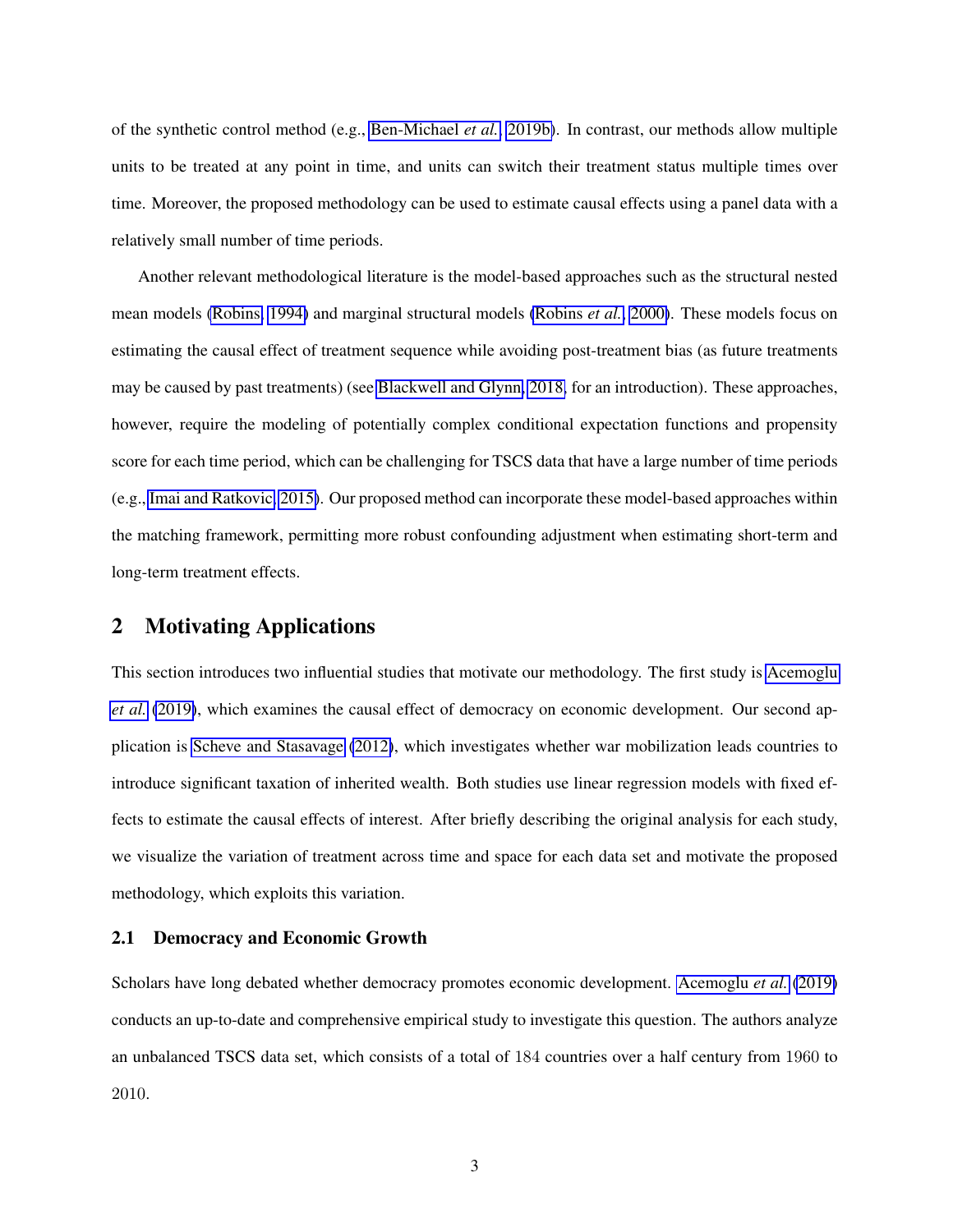of the synthetic control method (e.g., Ben-Michael *et al.*, 2019b). In contrast, our methods allow multiple units to be treated at any point in time, and units can switch their treatment status multiple times over time. Moreover, the proposed methodology can be used to estimate causal effects using a panel data with a relatively small number of time periods.

Another relevant methodological literature is the model-based approaches such as the structural nested mean models (Robins, 1994) and marginal structural models (Robins *et al.*, 2000). These models focus on estimating the causal effect of treatment sequence while avoiding post-treatment bias (as future treatments may be caused by past treatments) (see Blackwell and Glynn, 2018, for an introduction). These approaches, however, require the modeling of potentially complex conditional expectation functions and propensity score for each time period, which can be challenging for TSCS data that have a large number of time periods (e.g., Imai and Ratkovic, 2015). Our proposed method can incorporate these model-based approaches within the matching framework, permitting more robust confounding adjustment when estimating short-term and long-term treatment effects.

## 2 Motivating Applications

This section introduces two influential studies that motivate our methodology. The first study is Acemoglu *et al.* (2019), which examines the causal effect of democracy on economic development. Our second application is Scheve and Stasavage (2012), which investigates whether war mobilization leads countries to introduce significant taxation of inherited wealth. Both studies use linear regression models with fixed effects to estimate the causal effects of interest. After briefly describing the original analysis for each study, we visualize the variation of treatment across time and space for each data set and motivate the proposed methodology, which exploits this variation.

### 2.1 Democracy and Economic Growth

Scholars have long debated whether democracy promotes economic development. Acemoglu *et al.* (2019) conducts an up-to-date and comprehensive empirical study to investigate this question. The authors analyze an unbalanced TSCS data set, which consists of a total of 184 countries over a half century from 1960 to 2010.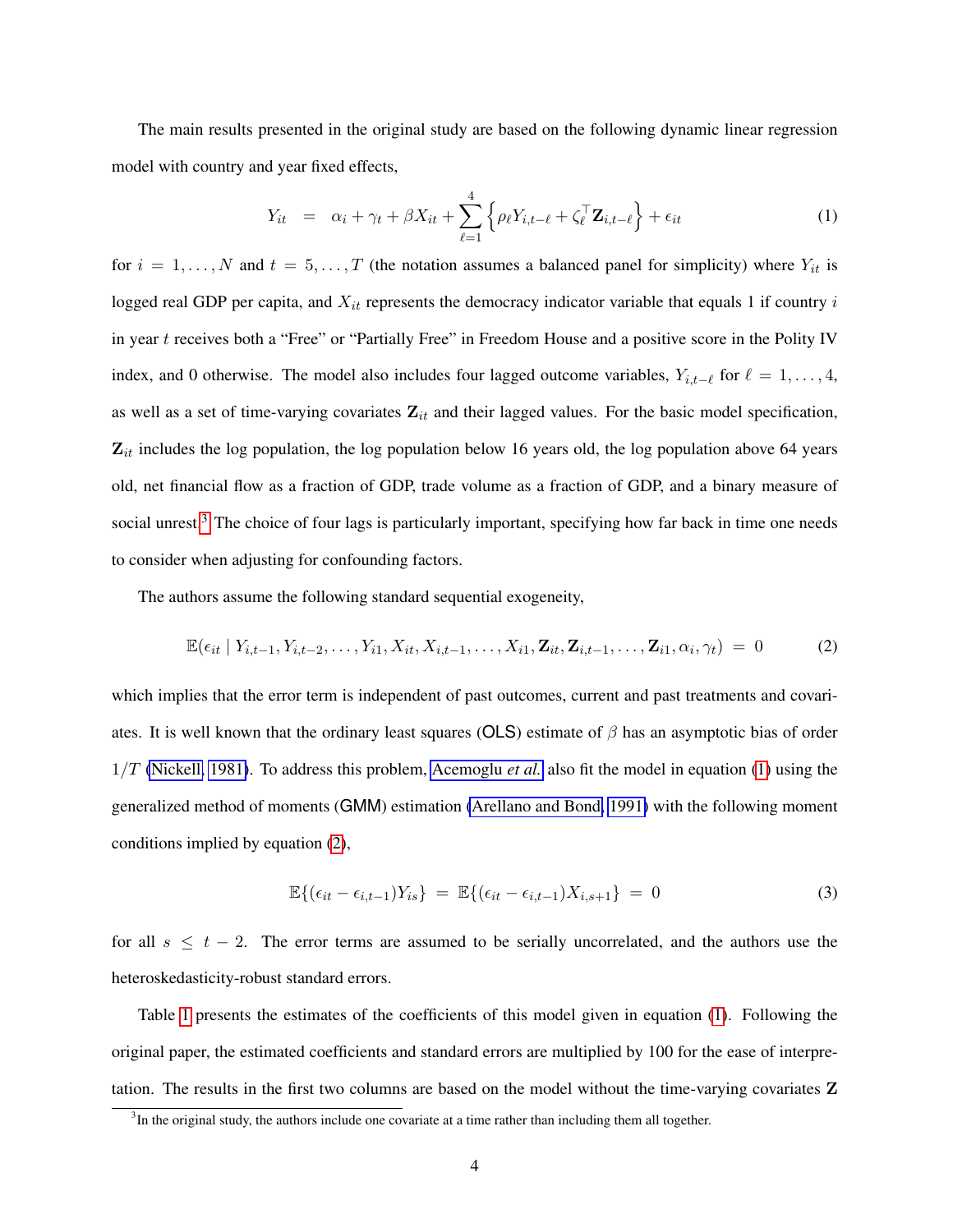The main results presented in the original study are based on the following dynamic linear regression model with country and year fixed effects,

$$Y_{it} \;=\; \alpha_i + \gamma_t + \beta X_{it} + \sum_{\ell=1}^{4} \left\{ \rho_\ell Y_{i,t-\ell} + \zeta_\ell^\top \mathbf{Z}_{i,t-\ell} \right\} + \epsilon_{it} \tag{1}$$

for $i = 1, \ldots, N$ and $t = 5, \ldots, T$ (the notation assumes a balanced panel for simplicity) where $Y_{it}$ is logged real GDP per capita, and $X_{it}$ represents the democracy indicator variable that equals 1 if country $i$ in year $t$ receives both a "Free" or "Partially Free" in Freedom House and a positive score in the Polity IV index, and 0 otherwise. The model also includes four lagged outcome variables, $Y_{i,t-\ell}$ for $\ell = 1, \ldots, 4$, as well as a set of time-varying covariates $\mathbf{Z}_{it}$ and their lagged values. For the basic model specification, $\mathbf{Z}_{it}$ includes the log population, the log population below 16 years old, the log population above 64 years old, net financial flow as a fraction of GDP, trade volume as a fraction of GDP, and a binary measure of social unrest.[3] The choice of four lags is particularly important, specifying how far back in time one needs to consider when adjusting for confounding factors.

The authors assume the following standard sequential exogeneity,

$$\mathbb{E}(\epsilon_{it} \mid Y_{i,t-1}, Y_{i,t-2}, \ldots, Y_{i1}, X_{it}, X_{i,t-1}, \ldots, X_{i1}, \mathbf{Z}_{it}, \mathbf{Z}_{i,t-1}, \ldots, \mathbf{Z}_{i1}, \alpha_i, \gamma_t) \;=\; 0 \tag{2}$$

which implies that the error term is independent of past outcomes, current and past treatments and covariates. It is well known that the ordinary least squares (OLS) estimate of $\beta$ has an asymptotic bias of order $1/T$ (Nickell, 1981). To address this problem, Acemoglu *et al.* also fit the model in equation (1) using the generalized method of moments (GMM) estimation (Arellano and Bond, 1991) with the following moment conditions implied by equation (2),

$$\mathbb{E}\{(\epsilon_{it} - \epsilon_{i,t-1})Y_{is}\} \;=\; \mathbb{E}\{(\epsilon_{it} - \epsilon_{i,t-1})X_{i,s+1}\} \;=\; 0 \tag{3}$$

for all $s \leq t-2$. The error terms are assumed to be serially uncorrelated, and the authors use the heteroskedasticity-robust standard errors.

Table 1 presents the estimates of the coefficients of this model given in equation (1). Following the original paper, the estimated coefficients and standard errors are multiplied by 100 for the ease of interpretation. The results in the first two columns are based on the model without the time-varying covariates $\mathbf{Z}$

[3] In the original study, the authors include one covariate at a time rather than including them all together.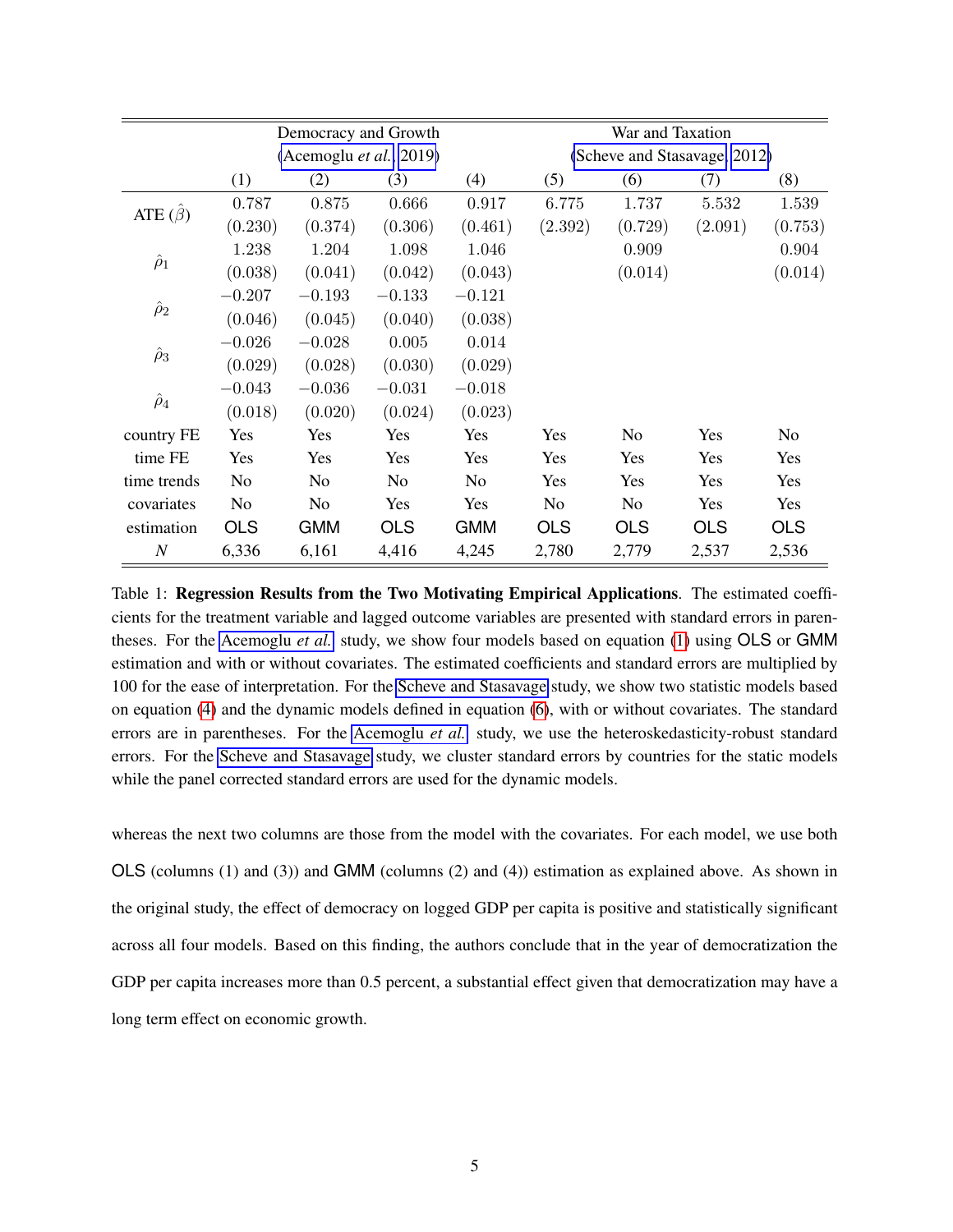| | Democracy and Growth (Acemoglu *et al.* 2019) | | | | War and Taxation (Scheve and Stasavage 2012) | | | |
|---|---|---|---|---|---|---|---|---|
| | (1) | (2) | (3) | (4) | (5) | (6) | (7) | (8) |
| ATE ($\hat{\beta}$) | 0.787 | 0.875 | 0.666 | 0.917 | 6.775 | 1.737 | 5.532 | 1.539 |
| | (0.230) | (0.374) | (0.306) | (0.461) | (2.392) | (0.729) | (2.091) | (0.753) |
| $\hat{\rho}_1$ | 1.238 | 1.204 | 1.098 | 1.046 | | 0.909 | | 0.904 |
| | (0.038) | (0.041) | (0.042) | (0.043) | | (0.014) | | (0.014) |
| $\hat{\rho}_2$ | $-0.207$ | $-0.193$ | $-0.133$ | $-0.121$ | | | | |
| | (0.046) | (0.045) | (0.040) | (0.038) | | | | |
| $\hat{\rho}_3$ | $-0.026$ | $-0.028$ | 0.005 | 0.014 | | | | |
| | (0.029) | (0.028) | (0.030) | (0.029) | | | | |
| $\hat{\rho}_4$ | $-0.043$ | $-0.036$ | $-0.031$ | $-0.018$ | | | | |
| | (0.018) | (0.020) | (0.024) | (0.023) | | | | |
| country FE | Yes | Yes | Yes | Yes | Yes | No | Yes | No |
| time FE | Yes | Yes | Yes | Yes | Yes | Yes | Yes | Yes |
| time trends | No | No | No | No | Yes | Yes | Yes | Yes |
| covariates | No | No | Yes | Yes | No | No | Yes | Yes |
| estimation | OLS | GMM | OLS | GMM | OLS | OLS | OLS | OLS |
| $N$ | 6,336 | 6,161 | 4,416 | 4,245 | 2,780 | 2,779 | 2,537 | 2,536 |

Table 1: **Regression Results from the Two Motivating Empirical Applications**. The estimated coefficients for the treatment variable and lagged outcome variables are presented with standard errors in parentheses. For the Acemoglu *et al.* study, we show four models based on equation (1) using OLS or GMM estimation and with or without covariates. The estimated coefficients and standard errors are multiplied by 100 for the ease of interpretation. For the Scheve and Stasavage study, we show two statistic models based on equation (4) and the dynamic models defined in equation (6), with or without covariates. The standard errors are in parentheses. For the Acemoglu *et al.* study, we use the heteroskedasticity-robust standard errors. For the Scheve and Stasavage study, we cluster standard errors by countries for the static models while the panel corrected standard errors are used for the dynamic models.

whereas the next two columns are those from the model with the covariates. For each model, we use both OLS (columns (1) and (3)) and GMM (columns (2) and (4)) estimation as explained above. As shown in the original study, the effect of democracy on logged GDP per capita is positive and statistically significant across all four models. Based on this finding, the authors conclude that in the year of democratization the GDP per capita increases more than 0.5 percent, a substantial effect given that democratization may have a long term effect on economic growth.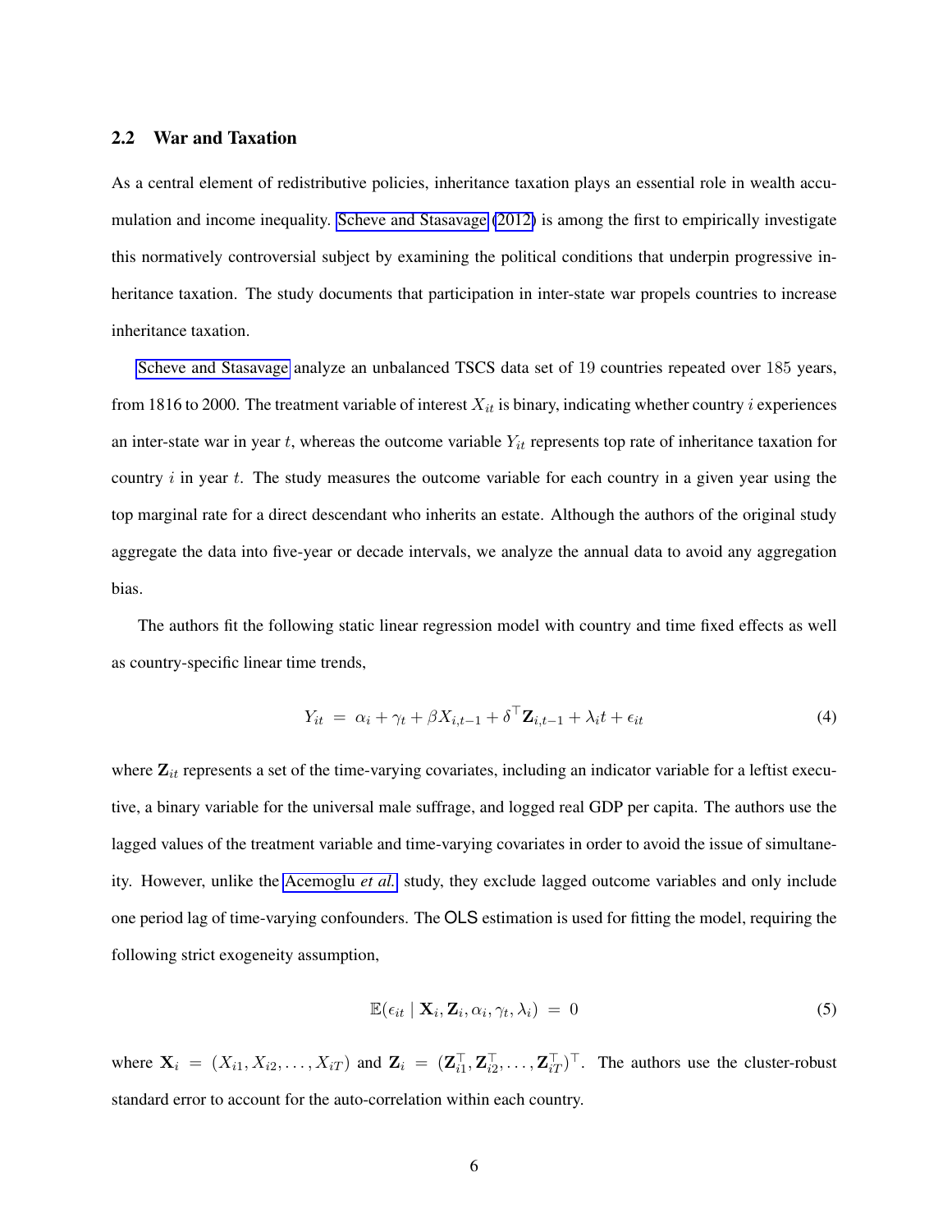### 2.2 War and Taxation

As a central element of redistributive policies, inheritance taxation plays an essential role in wealth accumulation and income inequality. Scheve and Stasavage (2012) is among the first to empirically investigate this normatively controversial subject by examining the political conditions that underpin progressive inheritance taxation. The study documents that participation in inter-state war propels countries to increase inheritance taxation.

Scheve and Stasavage analyze an unbalanced TSCS data set of 19 countries repeated over 185 years, from 1816 to 2000. The treatment variable of interest $X_{it}$ is binary, indicating whether country $i$ experiences an inter-state war in year $t$, whereas the outcome variable $Y_{it}$ represents top rate of inheritance taxation for country $i$ in year $t$. The study measures the outcome variable for each country in a given year using the top marginal rate for a direct descendant who inherits an estate. Although the authors of the original study aggregate the data into five-year or decade intervals, we analyze the annual data to avoid any aggregation bias.

The authors fit the following static linear regression model with country and time fixed effects as well as country-specific linear time trends,

$$Y_{it} \;=\; \alpha_i + \gamma_t + \beta X_{i,t-1} + \delta^\top \mathbf{Z}_{i,t-1} + \lambda_i t + \epsilon_{it} \tag{4}$$

where $\mathbf{Z}_{it}$ represents a set of the time-varying covariates, including an indicator variable for a leftist executive, a binary variable for the universal male suffrage, and logged real GDP per capita. The authors use the lagged values of the treatment variable and time-varying covariates in order to avoid the issue of simultaneity. However, unlike the Acemoglu *et al.* study, they exclude lagged outcome variables and only include one period lag of time-varying confounders. The OLS estimation is used for fitting the model, requiring the following strict exogeneity assumption,

$$\mathbb{E}(\epsilon_{it} \mid \mathbf{X}_i, \mathbf{Z}_i, \alpha_i, \gamma_t, \lambda_i) \;=\; 0 \tag{5}$$

where $\mathbf{X}_i = (X_{i1}, X_{i2}, \ldots, X_{iT})$ and $\mathbf{Z}_i = (\mathbf{Z}_{i1}^\top, \mathbf{Z}_{i2}^\top, \ldots, \mathbf{Z}_{iT}^\top)^\top$. The authors use the cluster-robust standard error to account for the auto-correlation within each country.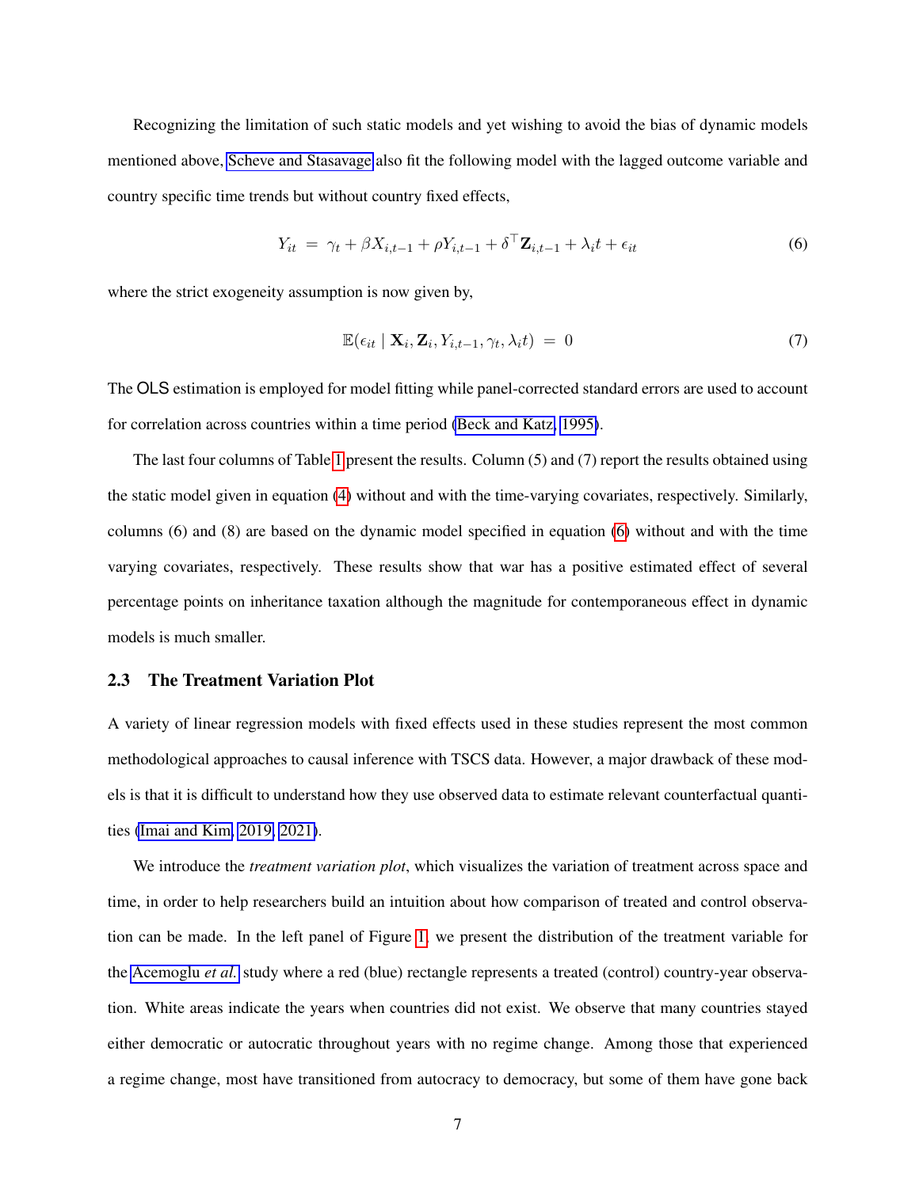Recognizing the limitation of such static models and yet wishing to avoid the bias of dynamic models mentioned above, Scheve and Stasavage also fit the following model with the lagged outcome variable and country specific time trends but without country fixed effects,

$$Y_{it} \ = \ \gamma_t + \beta X_{i,t-1} + \rho Y_{i,t-1} + \delta^\top \mathbf{Z}_{i,t-1} + \lambda_i t + \epsilon_{it} \tag{6}$$

where the strict exogeneity assumption is now given by,

$$\mathbb{E}(\epsilon_{it} \mid \mathbf{X}_i, \mathbf{Z}_i, Y_{i,t-1}, \gamma_t, \lambda_i t) \ = \ 0 \tag{7}$$

The OLS estimation is employed for model fitting while panel-corrected standard errors are used to account for correlation across countries within a time period (Beck and Katz, 1995).

The last four columns of Table 1 present the results. Column (5) and (7) report the results obtained using the static model given in equation (4) without and with the time-varying covariates, respectively. Similarly, columns (6) and (8) are based on the dynamic model specified in equation (6) without and with the time varying covariates, respectively. These results show that war has a positive estimated effect of several percentage points on inheritance taxation although the magnitude for contemporaneous effect in dynamic models is much smaller.

### 2.3 The Treatment Variation Plot

A variety of linear regression models with fixed effects used in these studies represent the most common methodological approaches to causal inference with TSCS data. However, a major drawback of these models is that it is difficult to understand how they use observed data to estimate relevant counterfactual quantities (Imai and Kim, 2019, 2021).

We introduce the *treatment variation plot*, which visualizes the variation of treatment across space and time, in order to help researchers build an intuition about how comparison of treated and control observation can be made. In the left panel of Figure 1, we present the distribution of the treatment variable for the Acemoglu *et al.* study where a red (blue) rectangle represents a treated (control) country-year observation. White areas indicate the years when countries did not exist. We observe that many countries stayed either democratic or autocratic throughout years with no regime change. Among those that experienced a regime change, most have transitioned from autocracy to democracy, but some of them have gone back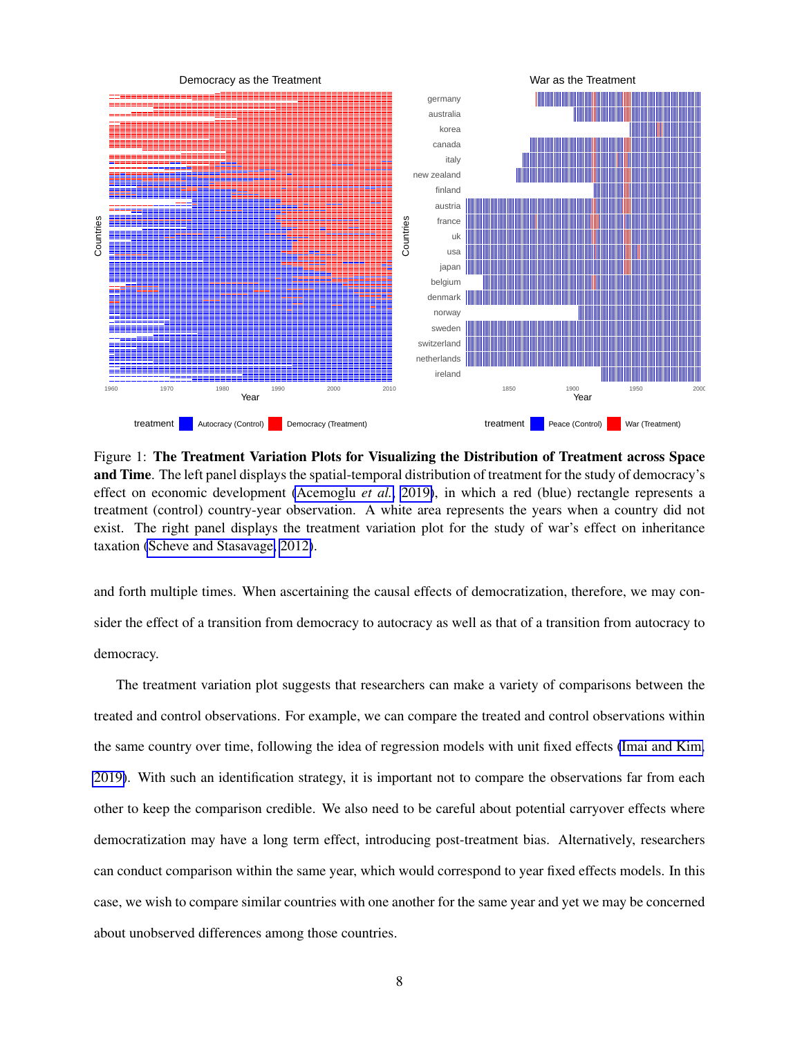Figure 1: **The Treatment Variation Plots for Visualizing the Distribution of Treatment across Space and Time**. The left panel displays the spatial-temporal distribution of treatment for the study of democracy's effect on economic development (Acemoglu *et al.*, 2019), in which a red (blue) rectangle represents a treatment (control) country-year observation. A white area represents the years when a country did not exist. The right panel displays the treatment variation plot for the study of war's effect on inheritance taxation (Scheve and Stasavage, 2012).

and forth multiple times. When ascertaining the causal effects of democratization, therefore, we may consider the effect of a transition from democracy to autocracy as well as that of a transition from autocracy to democracy.

The treatment variation plot suggests that researchers can make a variety of comparisons between the treated and control observations. For example, we can compare the treated and control observations within the same country over time, following the idea of regression models with unit fixed effects (Imai and Kim, 2019). With such an identification strategy, it is important not to compare the observations far from each other to keep the comparison credible. We also need to be careful about potential carryover effects where democratization may have a long term effect, introducing post-treatment bias. Alternatively, researchers can conduct comparison within the same year, which would correspond to year fixed effects models. In this case, we wish to compare similar countries with one another for the same year and yet we may be concerned about unobserved differences among those countries.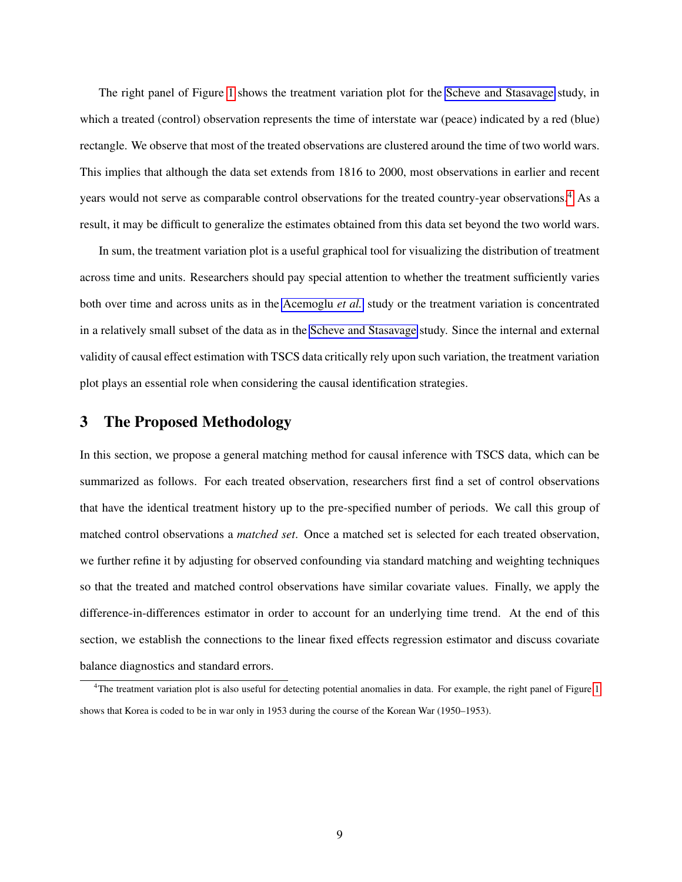The right panel of Figure 1 shows the treatment variation plot for the Scheve and Stasavage study, in which a treated (control) observation represents the time of interstate war (peace) indicated by a red (blue) rectangle. We observe that most of the treated observations are clustered around the time of two world wars. This implies that although the data set extends from 1816 to 2000, most observations in earlier and recent years would not serve as comparable control observations for the treated country-year observations.[4] As a result, it may be difficult to generalize the estimates obtained from this data set beyond the two world wars.

In sum, the treatment variation plot is a useful graphical tool for visualizing the distribution of treatment across time and units. Researchers should pay special attention to whether the treatment sufficiently varies both over time and across units as in the Acemoglu *et al.* study or the treatment variation is concentrated in a relatively small subset of the data as in the Scheve and Stasavage study. Since the internal and external validity of causal effect estimation with TSCS data critically rely upon such variation, the treatment variation plot plays an essential role when considering the causal identification strategies.

# 3 The Proposed Methodology

In this section, we propose a general matching method for causal inference with TSCS data, which can be summarized as follows. For each treated observation, researchers first find a set of control observations that have the identical treatment history up to the pre-specified number of periods. We call this group of matched control observations a *matched set*. Once a matched set is selected for each treated observation, we further refine it by adjusting for observed confounding via standard matching and weighting techniques so that the treated and matched control observations have similar covariate values. Finally, we apply the difference-in-differences estimator in order to account for an underlying time trend. At the end of this section, we establish the connections to the linear fixed effects regression estimator and discuss covariate balance diagnostics and standard errors.

[4] The treatment variation plot is also useful for detecting potential anomalies in data. For example, the right panel of Figure 1 shows that Korea is coded to be in war only in 1953 during the course of the Korean War (1950–1953).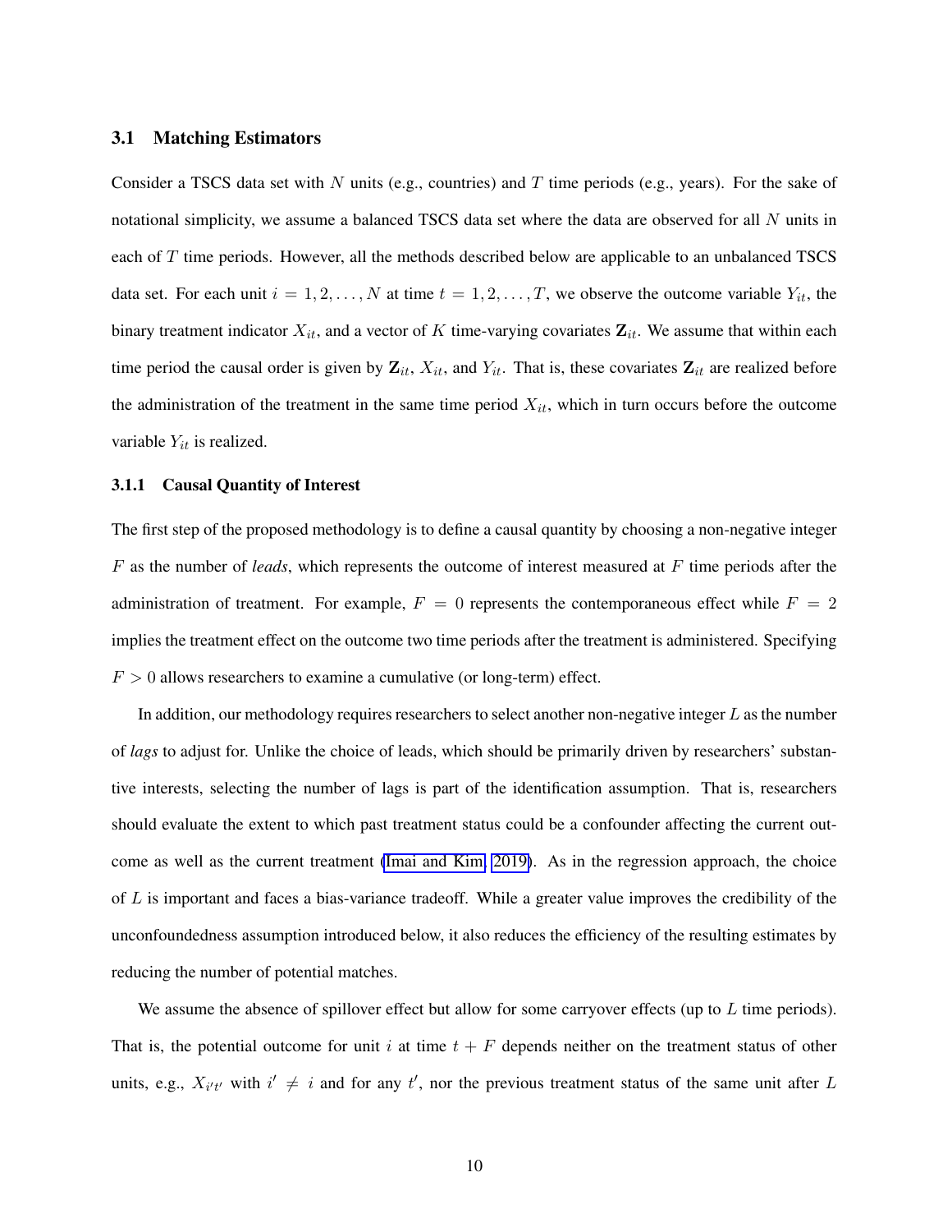### 3.1 Matching Estimators

Consider a TSCS data set with $N$ units (e.g., countries) and $T$ time periods (e.g., years). For the sake of notational simplicity, we assume a balanced TSCS data set where the data are observed for all $N$ units in each of $T$ time periods. However, all the methods described below are applicable to an unbalanced TSCS data set. For each unit $i = 1, 2, \ldots, N$ at time $t = 1, 2, \ldots, T$, we observe the outcome variable $Y_{it}$, the binary treatment indicator $X_{it}$, and a vector of $K$ time-varying covariates $\mathbf{Z}_{it}$. We assume that within each time period the causal order is given by $\mathbf{Z}_{it}$, $X_{it}$, and $Y_{it}$. That is, these covariates $\mathbf{Z}_{it}$ are realized before the administration of the treatment in the same time period $X_{it}$, which in turn occurs before the outcome variable $Y_{it}$ is realized.

#### 3.1.1 Causal Quantity of Interest

The first step of the proposed methodology is to define a causal quantity by choosing a non-negative integer $F$ as the number of *leads*, which represents the outcome of interest measured at $F$ time periods after the administration of treatment. For example, $F = 0$ represents the contemporaneous effect while $F = 2$ implies the treatment effect on the outcome two time periods after the treatment is administered. Specifying $F > 0$ allows researchers to examine a cumulative (or long-term) effect.

In addition, our methodology requires researchers to select another non-negative integer $L$ as the number of *lags* to adjust for. Unlike the choice of leads, which should be primarily driven by researchers' substantive interests, selecting the number of lags is part of the identification assumption. That is, researchers should evaluate the extent to which past treatment status could be a confounder affecting the current outcome as well as the current treatment (Imai and Kim, 2019). As in the regression approach, the choice of $L$ is important and faces a bias-variance tradeoff. While a greater value improves the credibility of the unconfoundedness assumption introduced below, it also reduces the efficiency of the resulting estimates by reducing the number of potential matches.

We assume the absence of spillover effect but allow for some carryover effects (up to $L$ time periods). That is, the potential outcome for unit $i$ at time $t + F$ depends neither on the treatment status of other units, e.g., $X_{i't'}$ with $i' \neq i$ and for any $t'$, nor the previous treatment status of the same unit after $L$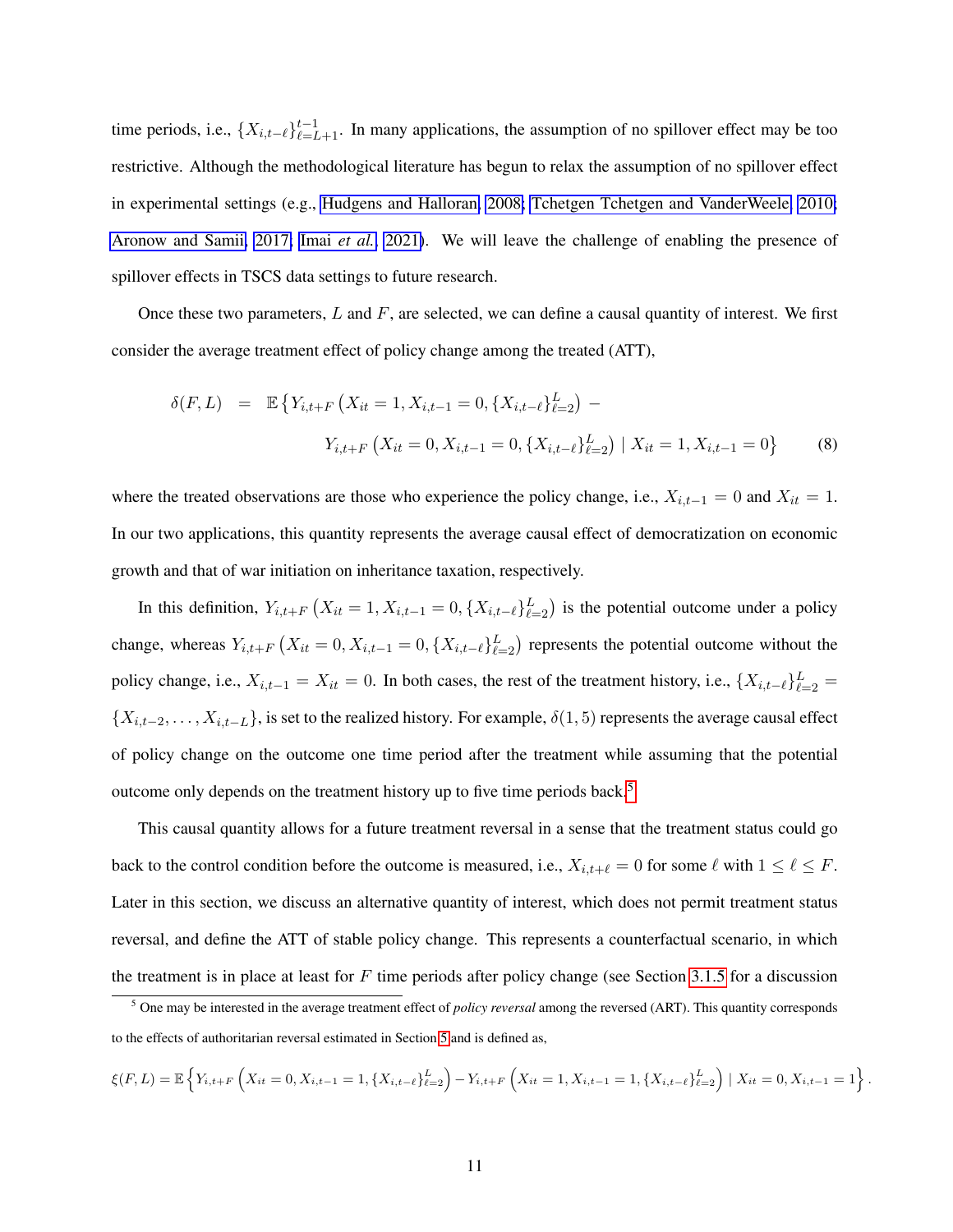time periods, i.e., $\{X_{i,t-\ell}\}_{\ell=L+1}^{t-1}$. In many applications, the assumption of no spillover effect may be too restrictive. Although the methodological literature has begun to relax the assumption of no spillover effect in experimental settings (e.g., Hudgens and Halloran, 2008; Tchetgen Tchetgen and VanderWeele, 2010; Aronow and Samii, 2017; Imai *et al.*, 2021). We will leave the challenge of enabling the presence of spillover effects in TSCS data settings to future research.

Once these two parameters, $L$ and $F$, are selected, we can define a causal quantity of interest. We first consider the average treatment effect of policy change among the treated (ATT),

$$
\begin{aligned}
\delta(F, L) \;\; = \;\; & \mathbb{E}\left\{Y_{i,t+F}\left(X_{it}=1, X_{i,t-1}=0, \{X_{i,t-\ell}\}_{\ell=2}^{L}\right) - \right. \\
& \left. Y_{i,t+F}\left(X_{it}=0, X_{i,t-1}=0, \{X_{i,t-\ell}\}_{\ell=2}^{L}\right) \mid X_{it}=1, X_{i,t-1}=0\right\} \qquad (8)
\end{aligned}
$$

where the treated observations are those who experience the policy change, i.e., $X_{i,t-1}=0$ and $X_{it}=1$. In our two applications, this quantity represents the average causal effect of democratization on economic growth and that of war initiation on inheritance taxation, respectively.

In this definition, $Y_{i,t+F}\left(X_{it}=1, X_{i,t-1}=0, \{X_{i,t-\ell}\}_{\ell=2}^{L}\right)$ is the potential outcome under a policy change, whereas $Y_{i,t+F}\left(X_{it}=0, X_{i,t-1}=0, \{X_{i,t-\ell}\}_{\ell=2}^{L}\right)$ represents the potential outcome without the policy change, i.e., $X_{i,t-1}=X_{it}=0$. In both cases, the rest of the treatment history, i.e., $\{X_{i,t-\ell}\}_{\ell=2}^{L} = \{X_{i,t-2}, \ldots, X_{i,t-L}\}$, is set to the realized history. For example, $\delta(1,5)$ represents the average causal effect of policy change on the outcome one time period after the treatment while assuming that the potential outcome only depends on the treatment history up to five time periods back.[5]

This causal quantity allows for a future treatment reversal in a sense that the treatment status could go back to the control condition before the outcome is measured, i.e., $X_{i,t+\ell}=0$ for some $\ell$ with $1 \leq \ell \leq F$. Later in this section, we discuss an alternative quantity of interest, which does not permit treatment status reversal, and define the ATT of stable policy change. This represents a counterfactual scenario, in which the treatment is in place at least for $F$ time periods after policy change (see Section 3.1.5 for a discussion

[5] One may be interested in the average treatment effect of *policy reversal* among the reversed (ART). This quantity corresponds to the effects of authoritarian reversal estimated in Section 5 and is defined as,

$$
\xi(F, L) = \mathbb{E}\left\{Y_{i,t+F}\left(X_{it}=0, X_{i,t-1}=1, \{X_{i,t-\ell}\}_{\ell=2}^{L}\right) - Y_{i,t+F}\left(X_{it}=1, X_{i,t-1}=1, \{X_{i,t-\ell}\}_{\ell=2}^{L}\right) \mid X_{it}=0, X_{i,t-1}=1\right\}.
$$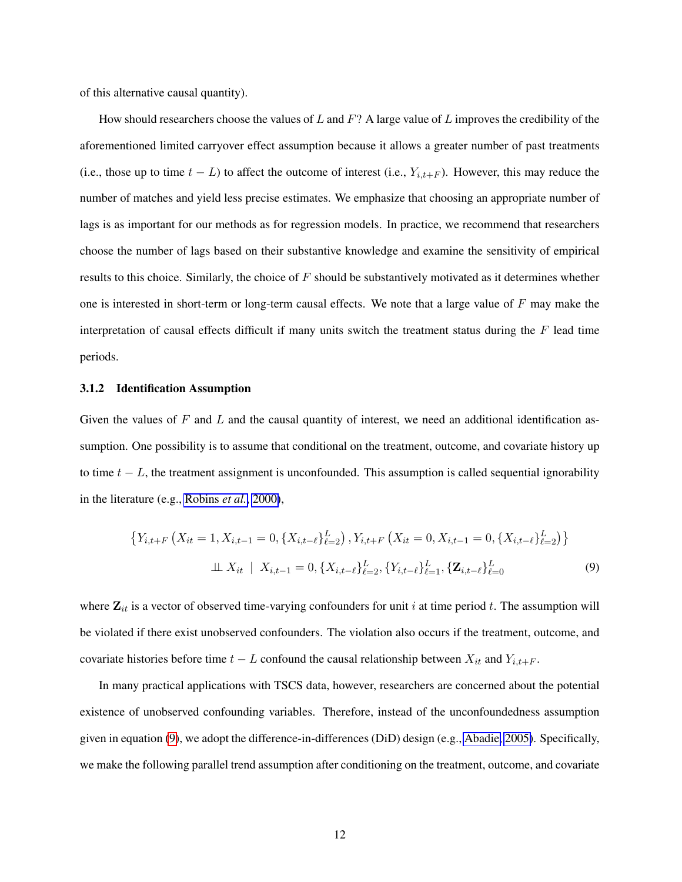of this alternative causal quantity).

How should researchers choose the values of $L$ and $F$? A large value of $L$ improves the credibility of the aforementioned limited carryover effect assumption because it allows a greater number of past treatments (i.e., those up to time $t - L$) to affect the outcome of interest (i.e., $Y_{i,t+F}$). However, this may reduce the number of matches and yield less precise estimates. We emphasize that choosing an appropriate number of lags is as important for our methods as for regression models. In practice, we recommend that researchers choose the number of lags based on their substantive knowledge and examine the sensitivity of empirical results to this choice. Similarly, the choice of $F$ should be substantively motivated as it determines whether one is interested in short-term or long-term causal effects. We note that a large value of $F$ may make the interpretation of causal effects difficult if many units switch the treatment status during the $F$ lead time periods.

### 3.1.2 Identification Assumption

Given the values of $F$ and $L$ and the causal quantity of interest, we need an additional identification assumption. One possibility is to assume that conditional on the treatment, outcome, and covariate history up to time $t - L$, the treatment assignment is unconfounded. This assumption is called sequential ignorability in the literature (e.g., Robins *et al.*, 2000),

$$\left\{Y_{i,t+F}\left(X_{it}=1, X_{i,t-1}=0, \{X_{i,t-\ell}\}_{\ell=2}^{L}\right), Y_{i,t+F}\left(X_{it}=0, X_{i,t-1}=0, \{X_{i,t-\ell}\}_{\ell=2}^{L}\right)\right\} \\ \perp\!\!\!\perp X_{it} \mid X_{i,t-1}=0, \{X_{i,t-\ell}\}_{\ell=2}^{L}, \{Y_{i,t-\ell}\}_{\ell=1}^{L}, \{\mathbf{Z}_{i,t-\ell}\}_{\ell=0}^{L} \tag{9}$$

where $\mathbf{Z}_{it}$ is a vector of observed time-varying confounders for unit $i$ at time period $t$. The assumption will be violated if there exist unobserved confounders. The violation also occurs if the treatment, outcome, and covariate histories before time $t - L$ confound the causal relationship between $X_{it}$ and $Y_{i,t+F}$.

In many practical applications with TSCS data, however, researchers are concerned about the potential existence of unobserved confounding variables. Therefore, instead of the unconfoundedness assumption given in equation (9), we adopt the difference-in-differences (DiD) design (e.g., Abadie, 2005). Specifically, we make the following parallel trend assumption after conditioning on the treatment, outcome, and covariate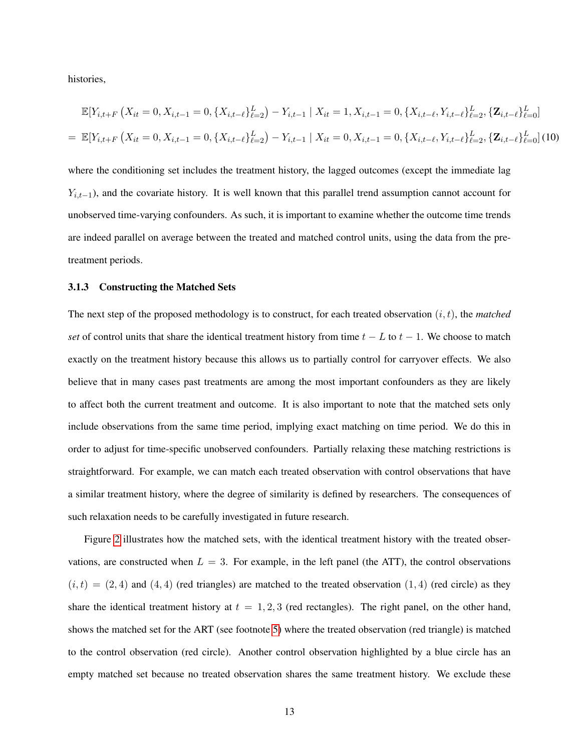histories,

$$
\begin{aligned}
&\mathbb{E}[Y_{i,t+F}\left(X_{it}=0, X_{i,t-1}=0, \{X_{i,t-\ell}\}_{\ell=2}^{L}\right) - Y_{i,t-1} \mid X_{it}=1, X_{i,t-1}=0, \{X_{i,t-\ell}, Y_{i,t-\ell}\}_{\ell=2}^{L}, \{\mathbf{Z}_{i,t-\ell}\}_{\ell=0}^{L}] \\
=\ &\mathbb{E}[Y_{i,t+F}\left(X_{it}=0, X_{i,t-1}=0, \{X_{i,t-\ell}\}_{\ell=2}^{L}\right) - Y_{i,t-1} \mid X_{it}=0, X_{i,t-1}=0, \{X_{i,t-\ell}, Y_{i,t-\ell}\}_{\ell=2}^{L}, \{\mathbf{Z}_{i,t-\ell}\}_{\ell=0}^{L}] \quad (10)
\end{aligned}
$$

where the conditioning set includes the treatment history, the lagged outcomes (except the immediate lag $Y_{i,t-1}$), and the covariate history. It is well known that this parallel trend assumption cannot account for unobserved time-varying confounders. As such, it is important to examine whether the outcome time trends are indeed parallel on average between the treated and matched control units, using the data from the pre-treatment periods.

### 3.1.3 Constructing the Matched Sets

The next step of the proposed methodology is to construct, for each treated observation $(i, t)$, the *matched set* of control units that share the identical treatment history from time $t - L$ to $t - 1$. We choose to match exactly on the treatment history because this allows us to partially control for carryover effects. We also believe that in many cases past treatments are among the most important confounders as they are likely to affect both the current treatment and outcome. It is also important to note that the matched sets only include observations from the same time period, implying exact matching on time period. We do this in order to adjust for time-specific unobserved confounders. Partially relaxing these matching restrictions is straightforward. For example, we can match each treated observation with control observations that have a similar treatment history, where the degree of similarity is defined by researchers. The consequences of such relaxation needs to be carefully investigated in future research.

Figure 2 illustrates how the matched sets, with the identical treatment history with the treated observations, are constructed when $L = 3$. For example, in the left panel (the ATT), the control observations $(i, t) = (2, 4)$ and $(4, 4)$ (red triangles) are matched to the treated observation $(1, 4)$ (red circle) as they share the identical treatment history at $t = 1, 2, 3$ (red rectangles). The right panel, on the other hand, shows the matched set for the ART (see footnote 5) where the treated observation (red triangle) is matched to the control observation (red circle). Another control observation highlighted by a blue circle has an empty matched set because no treated observation shares the same treatment history. We exclude these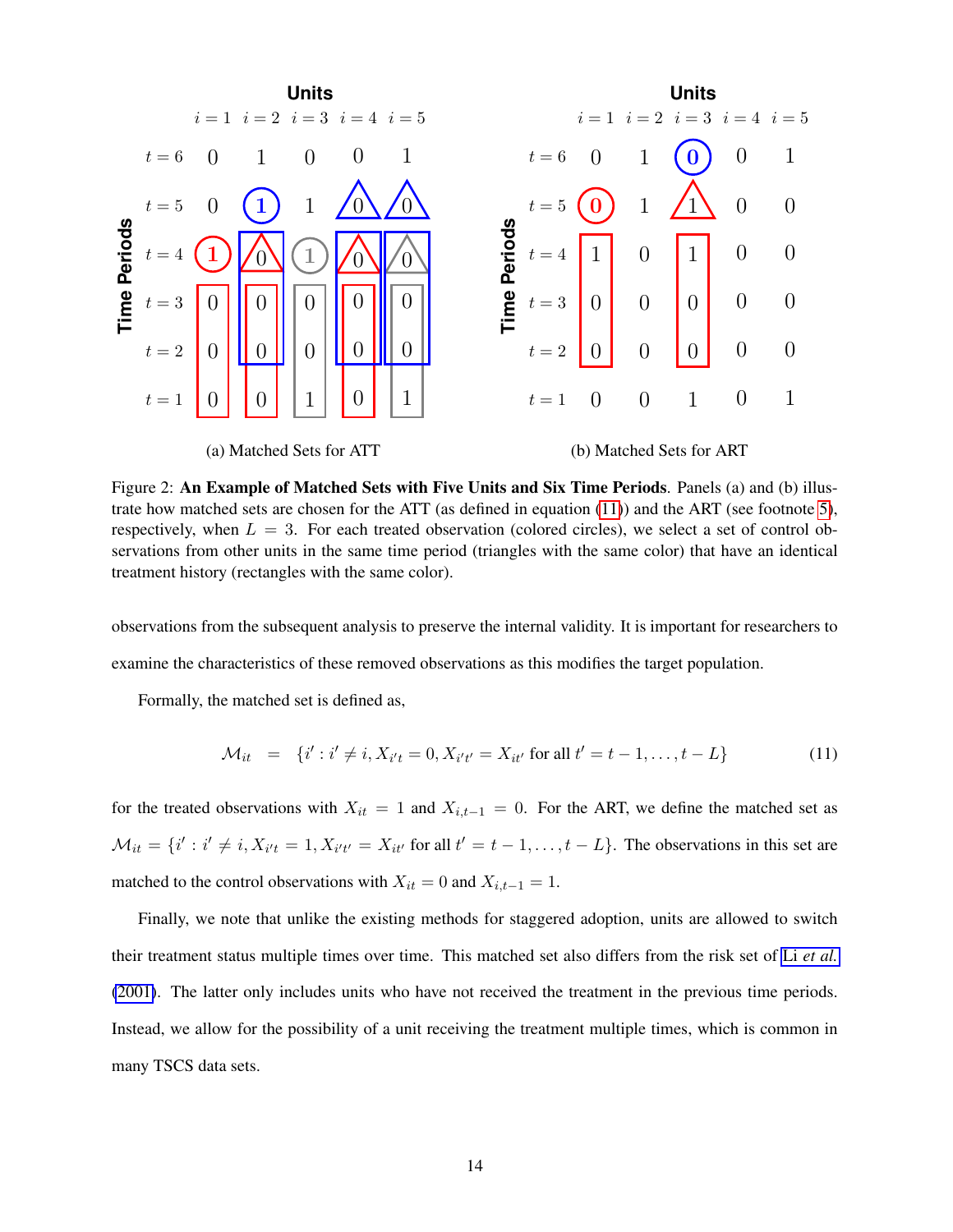Figure 2: **An Example of Matched Sets with Five Units and Six Time Periods**. Panels (a) and (b) illustrate how matched sets are chosen for the ATT (as defined in equation (11)) and the ART (see footnote 5), respectively, when $L = 3$. For each treated observation (colored circles), we select a set of control observations from other units in the same time period (triangles with the same color) that have an identical treatment history (rectangles with the same color).

observations from the subsequent analysis to preserve the internal validity. It is important for researchers to examine the characteristics of these removed observations as this modifies the target population.

Formally, the matched set is defined as,

$$\mathcal{M}_{it} \quad = \quad \{i' : i' \neq i, X_{i't} = 0, X_{i't'} = X_{it'} \text{ for all } t' = t-1, \ldots, t-L\} \tag{11}$$

for the treated observations with $X_{it} = 1$ and $X_{i,t-1} = 0$. For the ART, we define the matched set as $\mathcal{M}_{it} = \{i' : i' \neq i, X_{i't} = 1, X_{i't'} = X_{it'} \text{ for all } t' = t-1, \ldots, t-L\}$. The observations in this set are matched to the control observations with $X_{it} = 0$ and $X_{i,t-1} = 1$.

Finally, we note that unlike the existing methods for staggered adoption, units are allowed to switch their treatment status multiple times over time. This matched set also differs from the risk set of Li *et al.* (2001). The latter only includes units who have not received the treatment in the previous time periods. Instead, we allow for the possibility of a unit receiving the treatment multiple times, which is common in many TSCS data sets.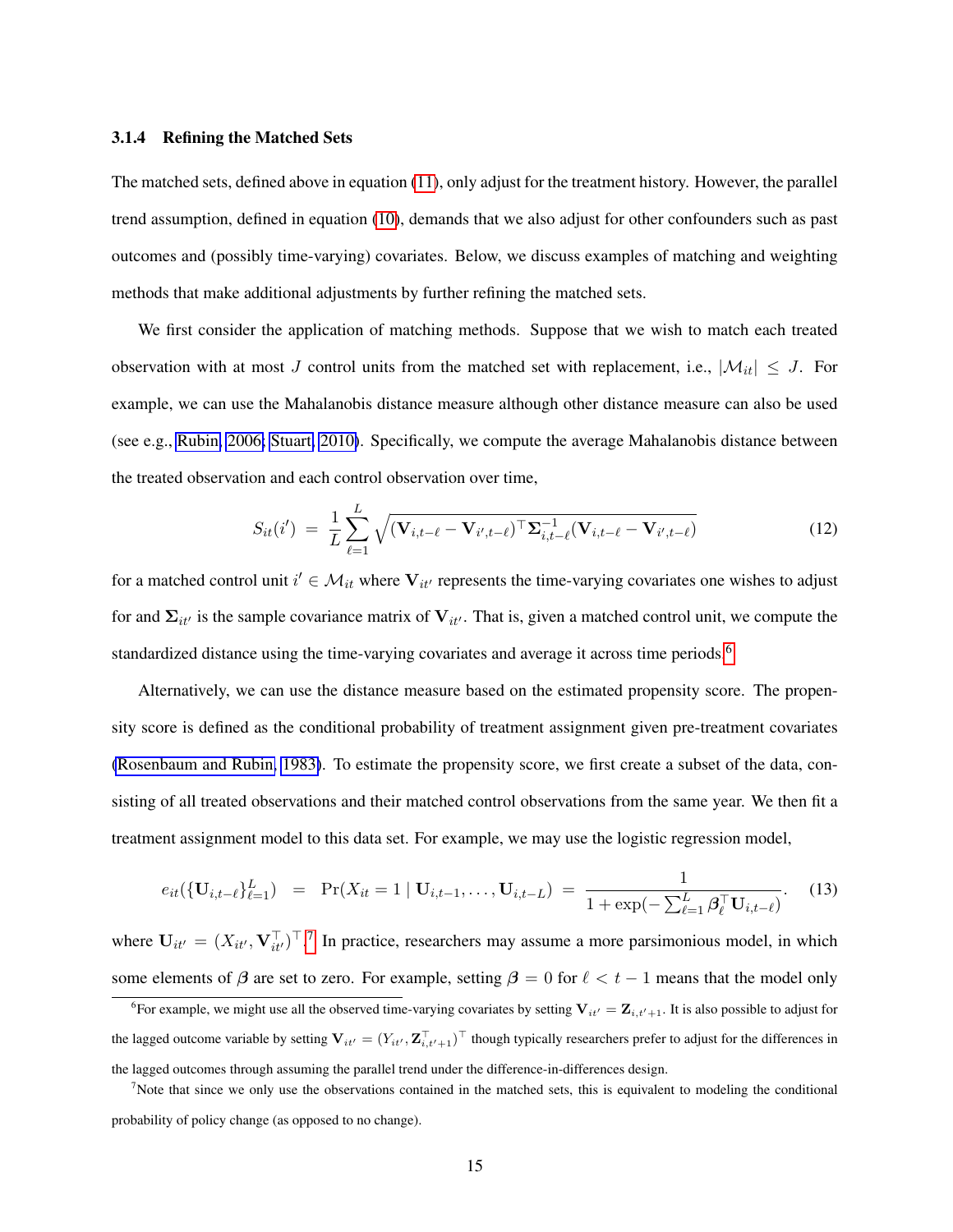#### 3.1.4 Refining the Matched Sets

The matched sets, defined above in equation (11), only adjust for the treatment history. However, the parallel trend assumption, defined in equation (10), demands that we also adjust for other confounders such as past outcomes and (possibly time-varying) covariates. Below, we discuss examples of matching and weighting methods that make additional adjustments by further refining the matched sets.

We first consider the application of matching methods. Suppose that we wish to match each treated observation with at most $J$ control units from the matched set with replacement, i.e., $|\mathcal{M}_{it}| \leq J$. For example, we can use the Mahalanobis distance measure although other distance measure can also be used (see e.g., Rubin, 2006; Stuart, 2010). Specifically, we compute the average Mahalanobis distance between the treated observation and each control observation over time,

$$S_{it}(i') \;=\; \frac{1}{L}\sum_{\ell=1}^{L}\sqrt{(\mathbf{V}_{i,t-\ell}-\mathbf{V}_{i',t-\ell})^{\top}\boldsymbol{\Sigma}_{i,t-\ell}^{-1}(\mathbf{V}_{i,t-\ell}-\mathbf{V}_{i',t-\ell})} \tag{12}$$

for a matched control unit $i' \in \mathcal{M}_{it}$ where $\mathbf{V}_{it'}$ represents the time-varying covariates one wishes to adjust for and $\boldsymbol{\Sigma}_{it'}$ is the sample covariance matrix of $\mathbf{V}_{it'}$. That is, given a matched control unit, we compute the standardized distance using the time-varying covariates and average it across time periods.[6]

Alternatively, we can use the distance measure based on the estimated propensity score. The propensity score is defined as the conditional probability of treatment assignment given pre-treatment covariates (Rosenbaum and Rubin, 1983). To estimate the propensity score, we first create a subset of the data, consisting of all treated observations and their matched control observations from the same year. We then fit a treatment assignment model to this data set. For example, we may use the logistic regression model,

$$e_{it}(\{\mathbf{U}_{i,t-\ell}\}_{\ell=1}^{L}) \;=\; \Pr(X_{it}=1 \mid \mathbf{U}_{i,t-1},\ldots,\mathbf{U}_{i,t-L}) \;=\; \frac{1}{1+\exp(-\sum_{\ell=1}^{L}\boldsymbol{\beta}_{\ell}^{\top}\mathbf{U}_{i,t-\ell})}. \tag{13}$$

where $\mathbf{U}_{it'} = (X_{it'}, \mathbf{V}_{it'}^{\top})^{\top}$.[7] In practice, researchers may assume a more parsimonious model, in which some elements of $\boldsymbol{\beta}$ are set to zero. For example, setting $\boldsymbol{\beta} = 0$ for $\ell < t-1$ means that the model only

---

[6] For example, we might use all the observed time-varying covariates by setting $\mathbf{V}_{it'} = \mathbf{Z}_{i,t'+1}$. It is also possible to adjust for the lagged outcome variable by setting $\mathbf{V}_{it'} = (Y_{it'}, \mathbf{Z}_{i,t'+1}^{\top})^{\top}$ though typically researchers prefer to adjust for the differences in the lagged outcomes through assuming the parallel trend under the difference-in-differences design.

[7] Note that since we only use the observations contained in the matched sets, this is equivalent to modeling the conditional probability of policy change (as opposed to no change).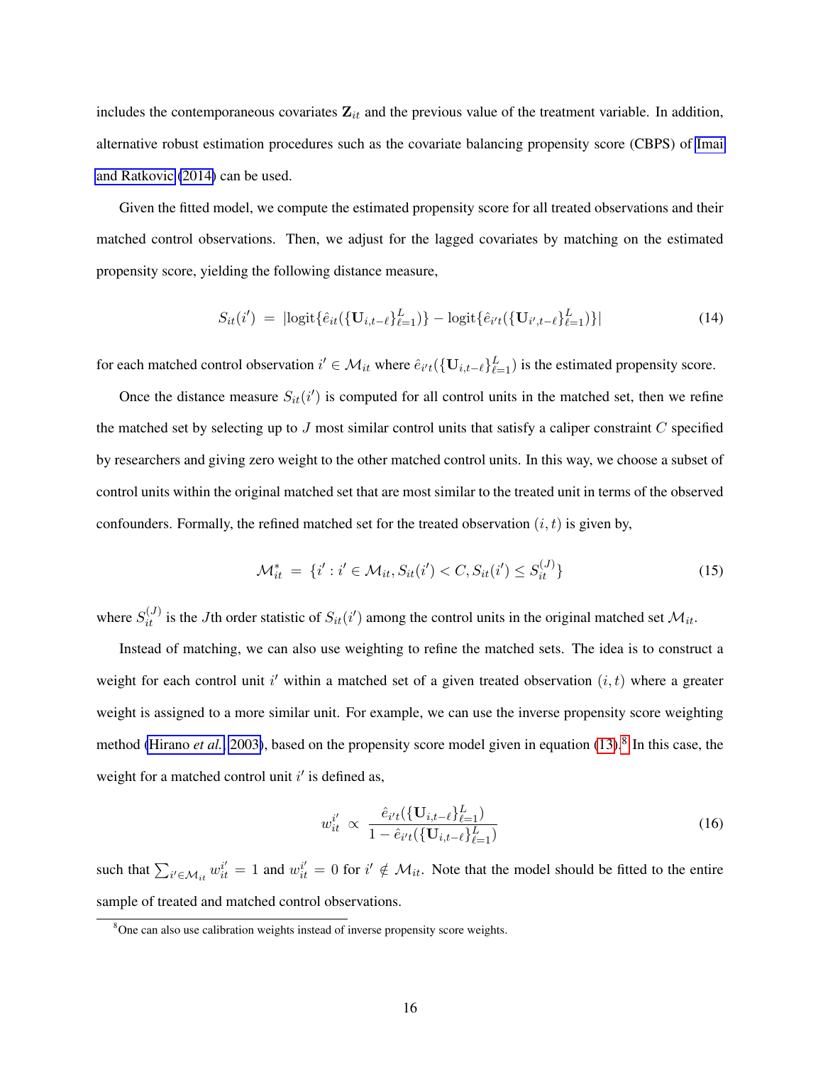includes the contemporaneous covariates $\mathbf{Z}_{it}$ and the previous value of the treatment variable. In addition, alternative robust estimation procedures such as the covariate balancing propensity score (CBPS) of Imai and Ratkovic (2014) can be used.

Given the fitted model, we compute the estimated propensity score for all treated observations and their matched control observations. Then, we adjust for the lagged covariates by matching on the estimated propensity score, yielding the following distance measure,

$$S_{it}(i') \;=\; |\text{logit}\{\hat{e}_{it}(\{\mathbf{U}_{i,t-\ell}\}_{\ell=1}^{L})\} - \text{logit}\{\hat{e}_{i't}(\{\mathbf{U}_{i',t-\ell}\}_{\ell=1}^{L})\}| \tag{14}$$

for each matched control observation $i' \in \mathcal{M}_{it}$ where $\hat{e}_{i't}(\{\mathbf{U}_{i,t-\ell}\}_{\ell=1}^{L})$ is the estimated propensity score.

Once the distance measure $S_{it}(i')$ is computed for all control units in the matched set, then we refine the matched set by selecting up to $J$ most similar control units that satisfy a caliper constraint $C$ specified by researchers and giving zero weight to the other matched control units. In this way, we choose a subset of control units within the original matched set that are most similar to the treated unit in terms of the observed confounders. Formally, the refined matched set for the treated observation $(i, t)$ is given by,

$$\mathcal{M}_{it}^{*} \;=\; \{i' : i' \in \mathcal{M}_{it}, S_{it}(i') < C, S_{it}(i') \le S_{it}^{(J)}\} \tag{15}$$

where $S_{it}^{(J)}$ is the $J$th order statistic of $S_{it}(i')$ among the control units in the original matched set $\mathcal{M}_{it}$.

Instead of matching, we can also use weighting to refine the matched sets. The idea is to construct a weight for each control unit $i'$ within a matched set of a given treated observation $(i, t)$ where a greater weight is assigned to a more similar unit. For example, we can use the inverse propensity score weighting method (Hirano *et al.*, 2003), based on the propensity score model given in equation (13).[8] In this case, the weight for a matched control unit $i'$ is defined as,

$$w_{it}^{i'} \;\propto\; \frac{\hat{e}_{i't}(\{\mathbf{U}_{i,t-\ell}\}_{\ell=1}^{L})}{1 - \hat{e}_{i't}(\{\mathbf{U}_{i,t-\ell}\}_{\ell=1}^{L})} \tag{16}$$

such that $\sum_{i' \in \mathcal{M}_{it}} w_{it}^{i'} = 1$ and $w_{it}^{i'} = 0$ for $i' \notin \mathcal{M}_{it}$. Note that the model should be fitted to the entire sample of treated and matched control observations.

[8] One can also use calibration weights instead of inverse propensity score weights.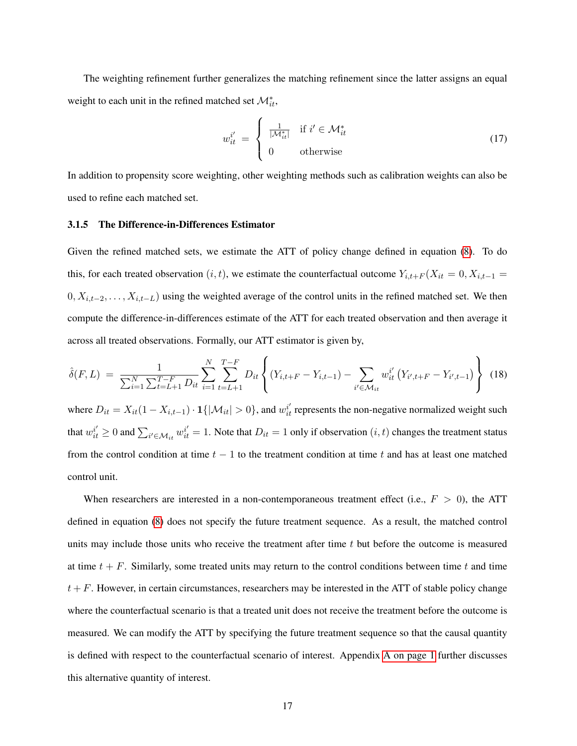The weighting refinement further generalizes the matching refinement since the latter assigns an equal weight to each unit in the refined matched set $\mathcal{M}_{it}^*$,

$$
w_{it}^{i'} = \begin{cases} \frac{1}{|\mathcal{M}_{it}^*|} & \text{if } i' \in \mathcal{M}_{it}^* \\ 0 & \text{otherwise} \end{cases} \tag{17}
$$

In addition to propensity score weighting, other weighting methods such as calibration weights can also be used to refine each matched set.

#### 3.1.5 The Difference-in-Differences Estimator

Given the refined matched sets, we estimate the ATT of policy change defined in equation (8). To do this, for each treated observation $(i, t)$, we estimate the counterfactual outcome $Y_{i,t+F}(X_{it} = 0, X_{i,t-1} = 0, X_{i,t-2}, \ldots, X_{i,t-L})$ using the weighted average of the control units in the refined matched set. We then compute the difference-in-differences estimate of the ATT for each treated observation and then average it across all treated observations. Formally, our ATT estimator is given by,

$$
\hat{\delta}(F, L) = \frac{1}{\sum_{i=1}^N \sum_{t=L+1}^{T-F} D_{it}} \sum_{i=1}^N \sum_{t=L+1}^{T-F} D_{it} \left\{ (Y_{i,t+F} - Y_{i,t-1}) - \sum_{i' \in \mathcal{M}_{it}} w_{it}^{i'} \left( Y_{i',t+F} - Y_{i',t-1} \right) \right\} \tag{18}
$$

where $D_{it} = X_{it}(1 - X_{i,t-1}) \cdot \mathbf{1}\{|\mathcal{M}_{it}| > 0\}$, and $w_{it}^{i'}$ represents the non-negative normalized weight such that $w_{it}^{i'} \geq 0$ and $\sum_{i' \in \mathcal{M}_{it}} w_{it}^{i'} = 1$. Note that $D_{it} = 1$ only if observation $(i, t)$ changes the treatment status from the control condition at time $t - 1$ to the treatment condition at time $t$ and has at least one matched control unit.

When researchers are interested in a non-contemporaneous treatment effect (i.e., $F > 0$), the ATT defined in equation (8) does not specify the future treatment sequence. As a result, the matched control units may include those units who receive the treatment after time $t$ but before the outcome is measured at time $t + F$. Similarly, some treated units may return to the control conditions between time $t$ and time $t + F$. However, in certain circumstances, researchers may be interested in the ATT of stable policy change where the counterfactual scenario is that a treated unit does not receive the treatment before the outcome is measured. We can modify the ATT by specifying the future treatment sequence so that the causal quantity is defined with respect to the counterfactual scenario of interest. Appendix A on page 1 further discusses this alternative quantity of interest.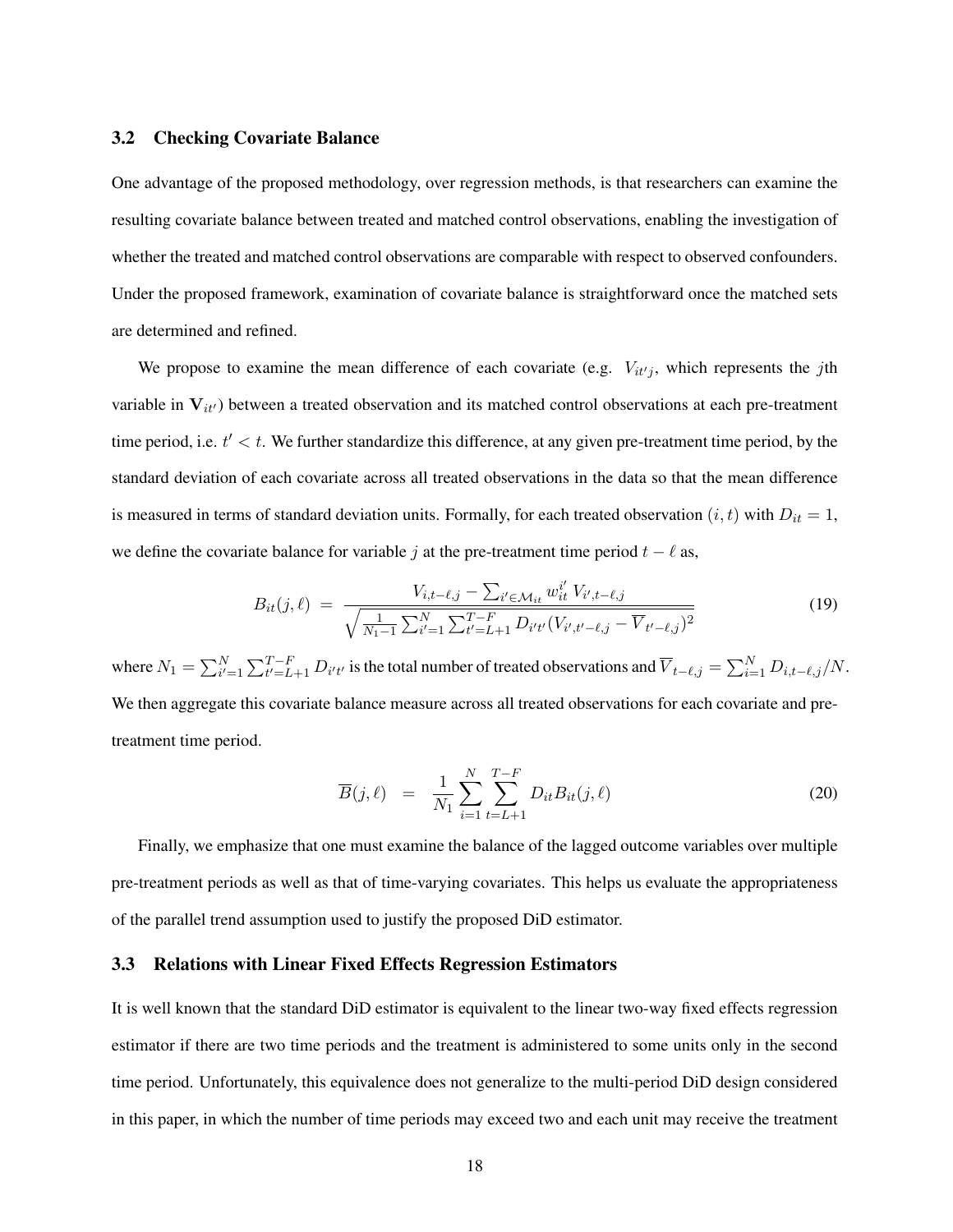### 3.2 Checking Covariate Balance

One advantage of the proposed methodology, over regression methods, is that researchers can examine the resulting covariate balance between treated and matched control observations, enabling the investigation of whether the treated and matched control observations are comparable with respect to observed confounders. Under the proposed framework, examination of covariate balance is straightforward once the matched sets are determined and refined.

We propose to examine the mean difference of each covariate (e.g. $V_{it'j}$, which represents the $j$th variable in $\mathbf{V}_{it'}$) between a treated observation and its matched control observations at each pre-treatment time period, i.e. $t' < t$. We further standardize this difference, at any given pre-treatment time period, by the standard deviation of each covariate across all treated observations in the data so that the mean difference is measured in terms of standard deviation units. Formally, for each treated observation $(i, t)$ with $D_{it} = 1$, we define the covariate balance for variable $j$ at the pre-treatment time period $t - \ell$ as,

$$B_{it}(j, \ell) \;=\; \frac{V_{i,t-\ell,j} - \sum_{i' \in \mathcal{M}_{it}} w_{it}^{i'} \, V_{i',t-\ell,j}}{\sqrt{\frac{1}{N_1 - 1} \sum_{i'=1}^{N} \sum_{t'=L+1}^{T-F} D_{i't'} (V_{i',t'-\ell,j} - \overline{V}_{t'-\ell,j})^2}} \tag{19}$$

where $N_1 = \sum_{i'=1}^{N} \sum_{t'=L+1}^{T-F} D_{i't'}$ is the total number of treated observations and $\overline{V}_{t-\ell,j} = \sum_{i=1}^{N} D_{i,t-\ell,j}/N$. We then aggregate this covariate balance measure across all treated observations for each covariate and pre-treatment time period.

$$\overline{B}(j, \ell) \;\;=\;\; \frac{1}{N_1} \sum_{i=1}^{N} \sum_{t=L+1}^{T-F} D_{it} B_{it}(j, \ell) \tag{20}$$

Finally, we emphasize that one must examine the balance of the lagged outcome variables over multiple pre-treatment periods as well as that of time-varying covariates. This helps us evaluate the appropriateness of the parallel trend assumption used to justify the proposed DiD estimator.

### 3.3 Relations with Linear Fixed Effects Regression Estimators

It is well known that the standard DiD estimator is equivalent to the linear two-way fixed effects regression estimator if there are two time periods and the treatment is administered to some units only in the second time period. Unfortunately, this equivalence does not generalize to the multi-period DiD design considered in this paper, in which the number of time periods may exceed two and each unit may receive the treatment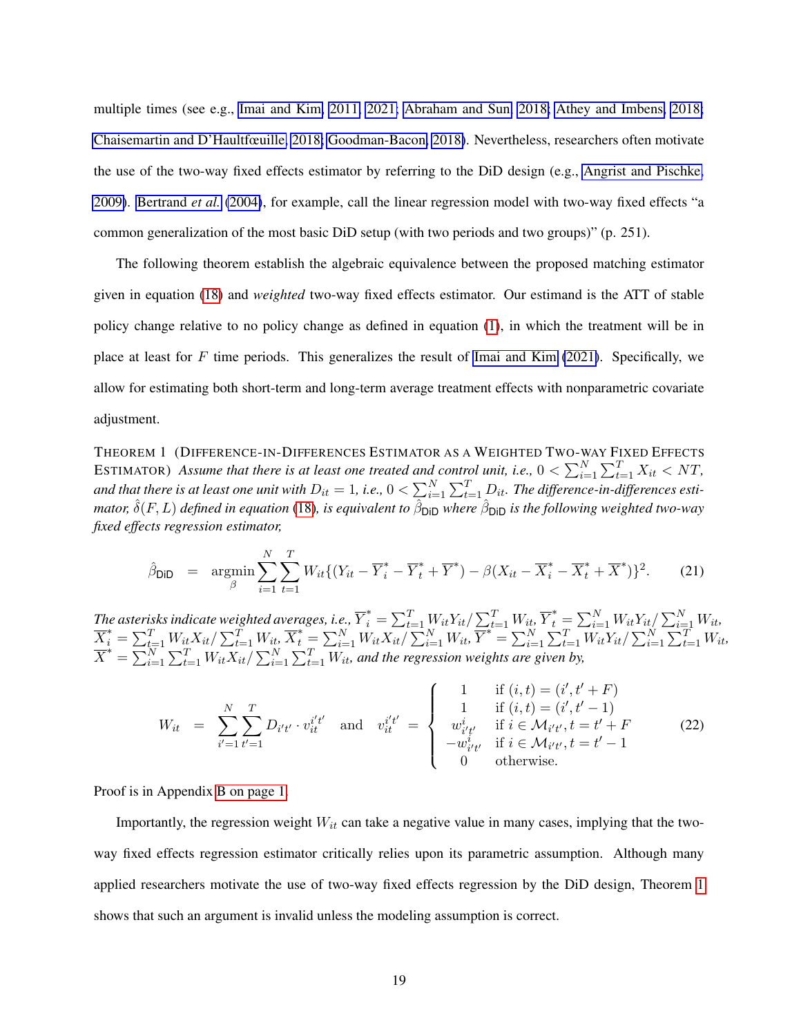multiple times (see e.g., Imai and Kim, 2011, 2021; Abraham and Sun, 2018; Athey and Imbens, 2018; Chaisemartin and D'Haultfœuille, 2018; Goodman-Bacon, 2018). Nevertheless, researchers often motivate the use of the two-way fixed effects estimator by referring to the DiD design (e.g., Angrist and Pischke, 2009). Bertrand *et al.* (2004), for example, call the linear regression model with two-way fixed effects "a common generalization of the most basic DiD setup (with two periods and two groups)" (p. 251).

The following theorem establish the algebraic equivalence between the proposed matching estimator given in equation (18) and *weighted* two-way fixed effects estimator. Our estimand is the ATT of stable policy change relative to no policy change as defined in equation (1), in which the treatment will be in place at least for $F$ time periods. This generalizes the result of Imai and Kim (2021). Specifically, we allow for estimating both short-term and long-term average treatment effects with nonparametric covariate adjustment.

THEOREM 1 (DIFFERENCE-IN-DIFFERENCES ESTIMATOR AS A WEIGHTED TWO-WAY FIXED EFFECTS ESTIMATOR) *Assume that there is at least one treated and control unit, i.e., $0 < \sum_{i=1}^{N} \sum_{t=1}^{T} X_{it} < NT$, and that there is at least one unit with $D_{it} = 1$, i.e., $0 < \sum_{i=1}^{N} \sum_{t=1}^{T} D_{it}$. The difference-in-differences estimator, $\hat{\delta}(F, L)$ defined in equation (18), is equivalent to $\hat{\beta}_{\mathsf{DiD}}$ where $\hat{\beta}_{\mathsf{DiD}}$ is the following weighted two-way fixed effects regression estimator,*

$$\hat{\beta}_{\mathsf{DiD}} = \underset{\beta}{\operatorname{argmin}} \sum_{i=1}^{N} \sum_{t=1}^{T} W_{it} \{ (Y_{it} - \overline{Y}_i^* - \overline{Y}_t^* + \overline{Y}^*) - \beta (X_{it} - \overline{X}_i^* - \overline{X}_t^* + \overline{X}^*) \}^2. \tag{21}$$

*The asterisks indicate weighted averages, i.e., $\overline{Y}_i^* = \sum_{t=1}^{T} W_{it} Y_{it} / \sum_{t=1}^{T} W_{it}$, $\overline{Y}_t^* = \sum_{i=1}^{N} W_{it} Y_{it} / \sum_{i=1}^{N} W_{it}$, $\overline{X}_i^* = \sum_{t=1}^{T} W_{it} X_{it} / \sum_{t=1}^{T} W_{it}$, $\overline{X}_t^* = \sum_{i=1}^{N} W_{it} X_{it} / \sum_{i=1}^{N} W_{it}$, $\overline{Y}^* = \sum_{i=1}^{N} \sum_{t=1}^{T} W_{it} Y_{it} / \sum_{i=1}^{N} \sum_{t=1}^{T} W_{it}$, $\overline{X}^* = \sum_{i=1}^{N} \sum_{t=1}^{T} W_{it} X_{it} / \sum_{i=1}^{N} \sum_{t=1}^{T} W_{it}$, and the regression weights are given by,*

$$W_{it} = \sum_{i'=1}^{N} \sum_{t'=1}^{T} D_{i't'} \cdot v_{it}^{i't'} \quad \text{and} \quad v_{it}^{i't'} = \begin{cases} 1 & \text{if } (i,t) = (i', t' + F) \\ 1 & \text{if } (i,t) = (i', t' - 1) \\ w_{i't'}^{i} & \text{if } i \in \mathcal{M}_{i't'}, t = t' + F \\ -w_{i't'}^{i} & \text{if } i \in \mathcal{M}_{i't'}, t = t' - 1 \\ 0 & \text{otherwise.} \end{cases} \tag{22}$$

Proof is in Appendix B on page 1.

Importantly, the regression weight $W_{it}$ can take a negative value in many cases, implying that the two-way fixed effects regression estimator critically relies upon its parametric assumption. Although many applied researchers motivate the use of two-way fixed effects regression by the DiD design, Theorem 1 shows that such an argument is invalid unless the modeling assumption is correct.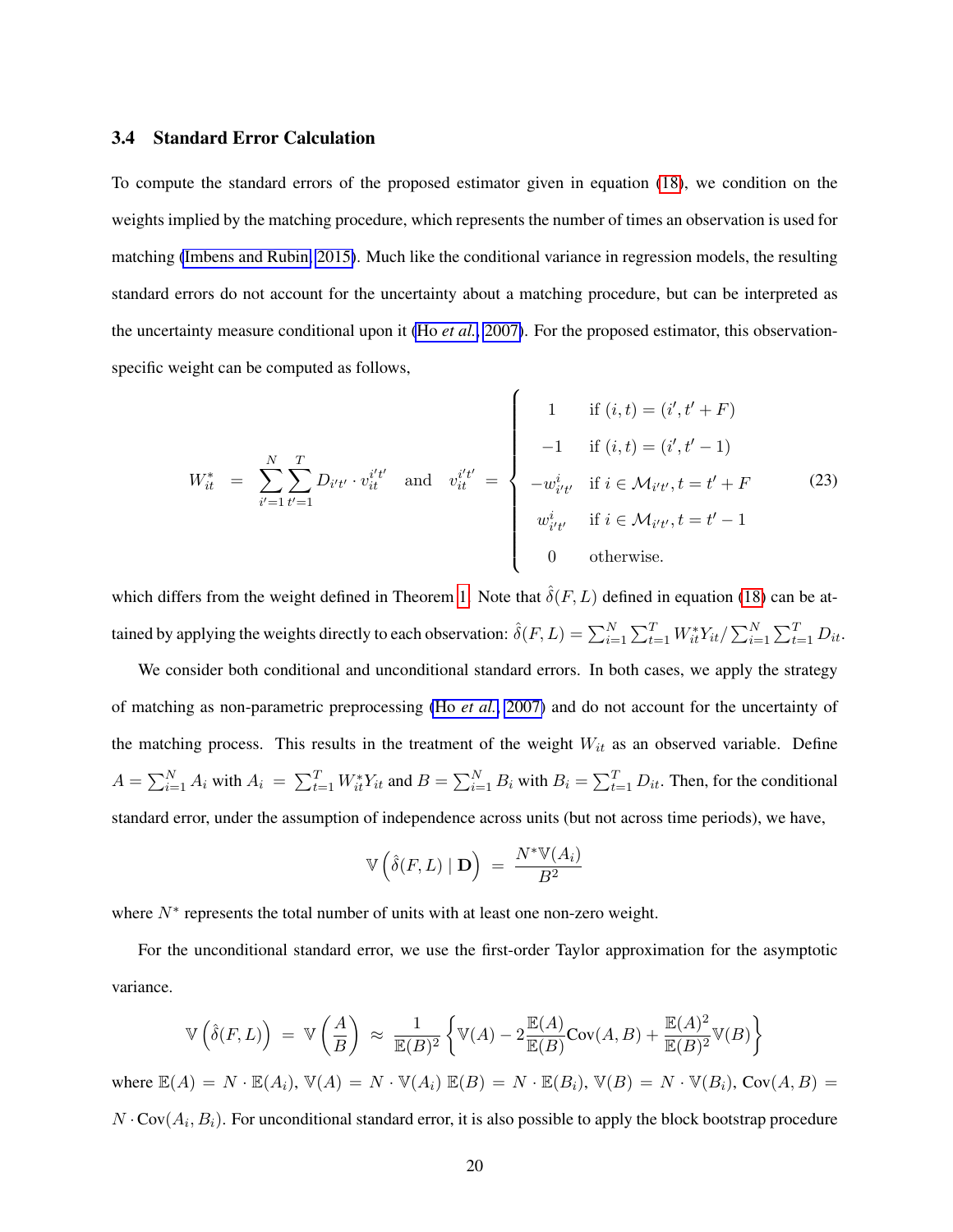### 3.4 Standard Error Calculation

To compute the standard errors of the proposed estimator given in equation (18), we condition on the weights implied by the matching procedure, which represents the number of times an observation is used for matching (Imbens and Rubin, 2015). Much like the conditional variance in regression models, the resulting standard errors do not account for the uncertainty about a matching procedure, but can be interpreted as the uncertainty measure conditional upon it (Ho *et al.*, 2007). For the proposed estimator, this observation-specific weight can be computed as follows,

$$W_{it}^* = \sum_{i'=1}^{N}\sum_{t'=1}^{T} D_{i't'} \cdot v_{it}^{i't'} \quad \text{and} \quad v_{it}^{i't'} = \begin{cases} 1 & \text{if } (i,t) = (i', t'+F) \\ -1 & \text{if } (i,t) = (i', t'-1) \\ -w_{i't'}^{i} & \text{if } i \in \mathcal{M}_{i't'}, t = t'+F \\ w_{i't'}^{i} & \text{if } i \in \mathcal{M}_{i't'}, t = t'-1 \\ 0 & \text{otherwise.} \end{cases} \tag{23}$$

which differs from the weight defined in Theorem 1. Note that $\hat{\delta}(F,L)$ defined in equation (18) can be attained by applying the weights directly to each observation: $\hat{\delta}(F,L) = \sum_{i=1}^{N}\sum_{t=1}^{T} W_{it}^* Y_{it} / \sum_{i=1}^{N}\sum_{t=1}^{T} D_{it}$.

We consider both conditional and unconditional standard errors. In both cases, we apply the strategy of matching as non-parametric preprocessing (Ho *et al.*, 2007) and do not account for the uncertainty of the matching process. This results in the treatment of the weight $W_{it}$ as an observed variable. Define $A = \sum_{i=1}^{N} A_i$ with $A_i = \sum_{t=1}^{T} W_{it}^* Y_{it}$ and $B = \sum_{i=1}^{N} B_i$ with $B_i = \sum_{t=1}^{T} D_{it}$. Then, for the conditional standard error, under the assumption of independence across units (but not across time periods), we have,

$$\mathbb{V}\left(\hat{\delta}(F,L) \mid \mathbf{D}\right) = \frac{N^* \mathbb{V}(A_i)}{B^2}$$

where $N^*$ represents the total number of units with at least one non-zero weight.

For the unconditional standard error, we use the first-order Taylor approximation for the asymptotic variance.

$$\mathbb{V}\left(\hat{\delta}(F,L)\right) = \mathbb{V}\left(\frac{A}{B}\right) \approx \frac{1}{\mathbb{E}(B)^2}\left\{\mathbb{V}(A) - 2\frac{\mathbb{E}(A)}{\mathbb{E}(B)}\text{Cov}(A,B) + \frac{\mathbb{E}(A)^2}{\mathbb{E}(B)^2}\mathbb{V}(B)\right\}$$

where $\mathbb{E}(A) = N \cdot \mathbb{E}(A_i)$, $\mathbb{V}(A) = N \cdot \mathbb{V}(A_i)$ $\mathbb{E}(B) = N \cdot \mathbb{E}(B_i)$, $\mathbb{V}(B) = N \cdot \mathbb{V}(B_i)$, $\text{Cov}(A,B) = N \cdot \text{Cov}(A_i, B_i)$. For unconditional standard error, it is also possible to apply the block bootstrap procedure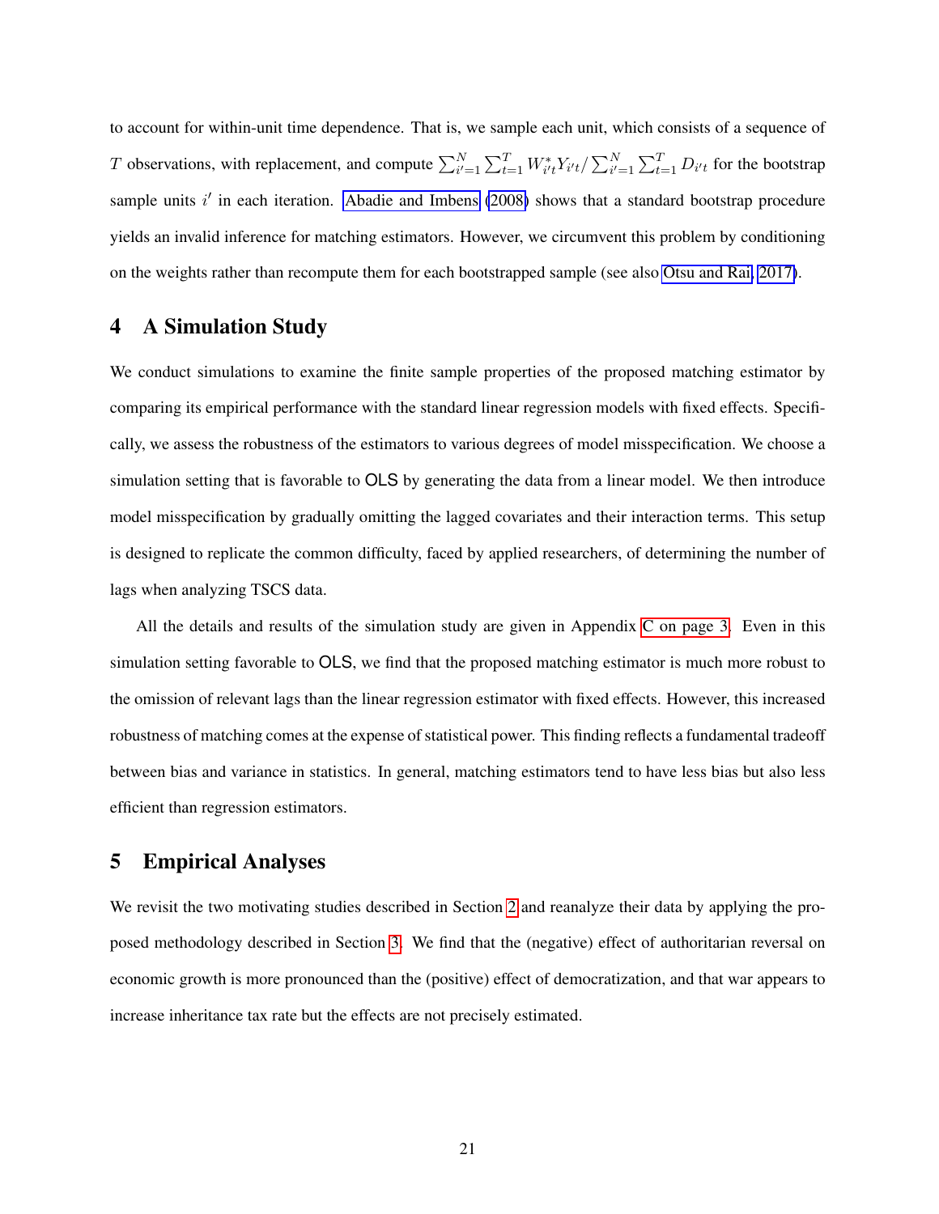to account for within-unit time dependence. That is, we sample each unit, which consists of a sequence of $T$ observations, with replacement, and compute $\sum_{i'=1}^{N} \sum_{t=1}^{T} W_{i't}^{*} Y_{i't} / \sum_{i'=1}^{N} \sum_{t=1}^{T} D_{i't}$ for the bootstrap sample units $i'$ in each iteration. Abadie and Imbens (2008) shows that a standard bootstrap procedure yields an invalid inference for matching estimators. However, we circumvent this problem by conditioning on the weights rather than recompute them for each bootstrapped sample (see also Otsu and Rai, 2017).

# 4 A Simulation Study

We conduct simulations to examine the finite sample properties of the proposed matching estimator by comparing its empirical performance with the standard linear regression models with fixed effects. Specifically, we assess the robustness of the estimators to various degrees of model misspecification. We choose a simulation setting that is favorable to OLS by generating the data from a linear model. We then introduce model misspecification by gradually omitting the lagged covariates and their interaction terms. This setup is designed to replicate the common difficulty, faced by applied researchers, of determining the number of lags when analyzing TSCS data.

All the details and results of the simulation study are given in Appendix C on page 3. Even in this simulation setting favorable to OLS, we find that the proposed matching estimator is much more robust to the omission of relevant lags than the linear regression estimator with fixed effects. However, this increased robustness of matching comes at the expense of statistical power. This finding reflects a fundamental tradeoff between bias and variance in statistics. In general, matching estimators tend to have less bias but also less efficient than regression estimators.

# 5 Empirical Analyses

We revisit the two motivating studies described in Section 2 and reanalyze their data by applying the proposed methodology described in Section 3. We find that the (negative) effect of authoritarian reversal on economic growth is more pronounced than the (positive) effect of democratization, and that war appears to increase inheritance tax rate but the effects are not precisely estimated.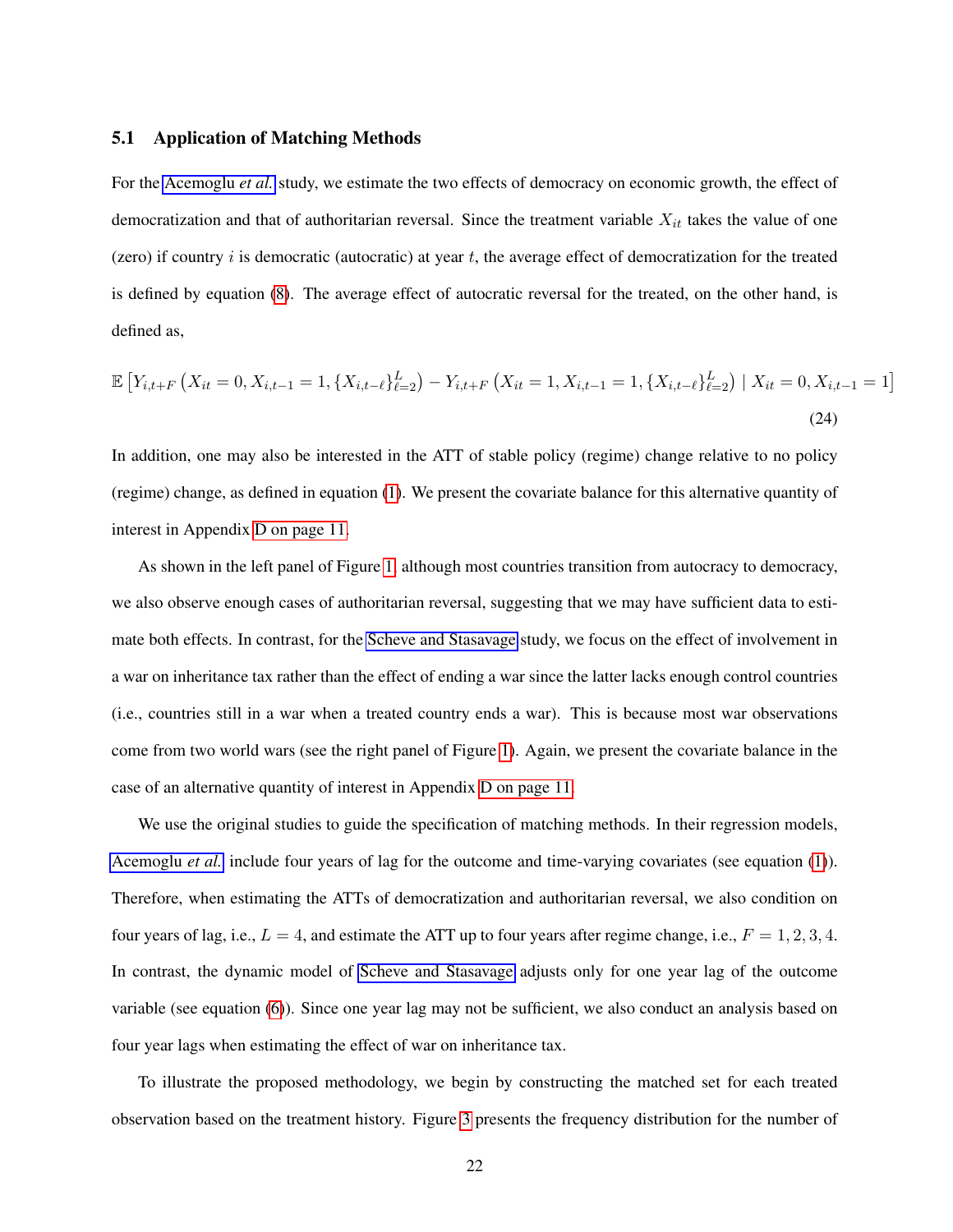### 5.1 Application of Matching Methods

For the Acemoglu *et al.* study, we estimate the two effects of democracy on economic growth, the effect of democratization and that of authoritarian reversal. Since the treatment variable $X_{it}$ takes the value of one (zero) if country $i$ is democratic (autocratic) at year $t$, the average effect of democratization for the treated is defined by equation (8). The average effect of autocratic reversal for the treated, on the other hand, is defined as,

$$\mathbb{E}\left[Y_{i,t+F}\left(X_{it}=0, X_{i,t-1}=1, \{X_{i,t-\ell}\}_{\ell=2}^{L}\right) - Y_{i,t+F}\left(X_{it}=1, X_{i,t-1}=1, \{X_{i,t-\ell}\}_{\ell=2}^{L}\right) \mid X_{it}=0, X_{i,t-1}=1\right] \tag{24}$$

In addition, one may also be interested in the ATT of stable policy (regime) change relative to no policy (regime) change, as defined in equation (1). We present the covariate balance for this alternative quantity of interest in Appendix D on page 11.

As shown in the left panel of Figure 1, although most countries transition from autocracy to democracy, we also observe enough cases of authoritarian reversal, suggesting that we may have sufficient data to estimate both effects. In contrast, for the Scheve and Stasavage study, we focus on the effect of involvement in a war on inheritance tax rather than the effect of ending a war since the latter lacks enough control countries (i.e., countries still in a war when a treated country ends a war). This is because most war observations come from two world wars (see the right panel of Figure 1). Again, we present the covariate balance in the case of an alternative quantity of interest in Appendix D on page 11.

We use the original studies to guide the specification of matching methods. In their regression models, Acemoglu *et al.* include four years of lag for the outcome and time-varying covariates (see equation (1)). Therefore, when estimating the ATTs of democratization and authoritarian reversal, we also condition on four years of lag, i.e., $L = 4$, and estimate the ATT up to four years after regime change, i.e., $F = 1, 2, 3, 4$. In contrast, the dynamic model of Scheve and Stasavage adjusts only for one year lag of the outcome variable (see equation (6)). Since one year lag may not be sufficient, we also conduct an analysis based on four year lags when estimating the effect of war on inheritance tax.

To illustrate the proposed methodology, we begin by constructing the matched set for each treated observation based on the treatment history. Figure 3 presents the frequency distribution for the number of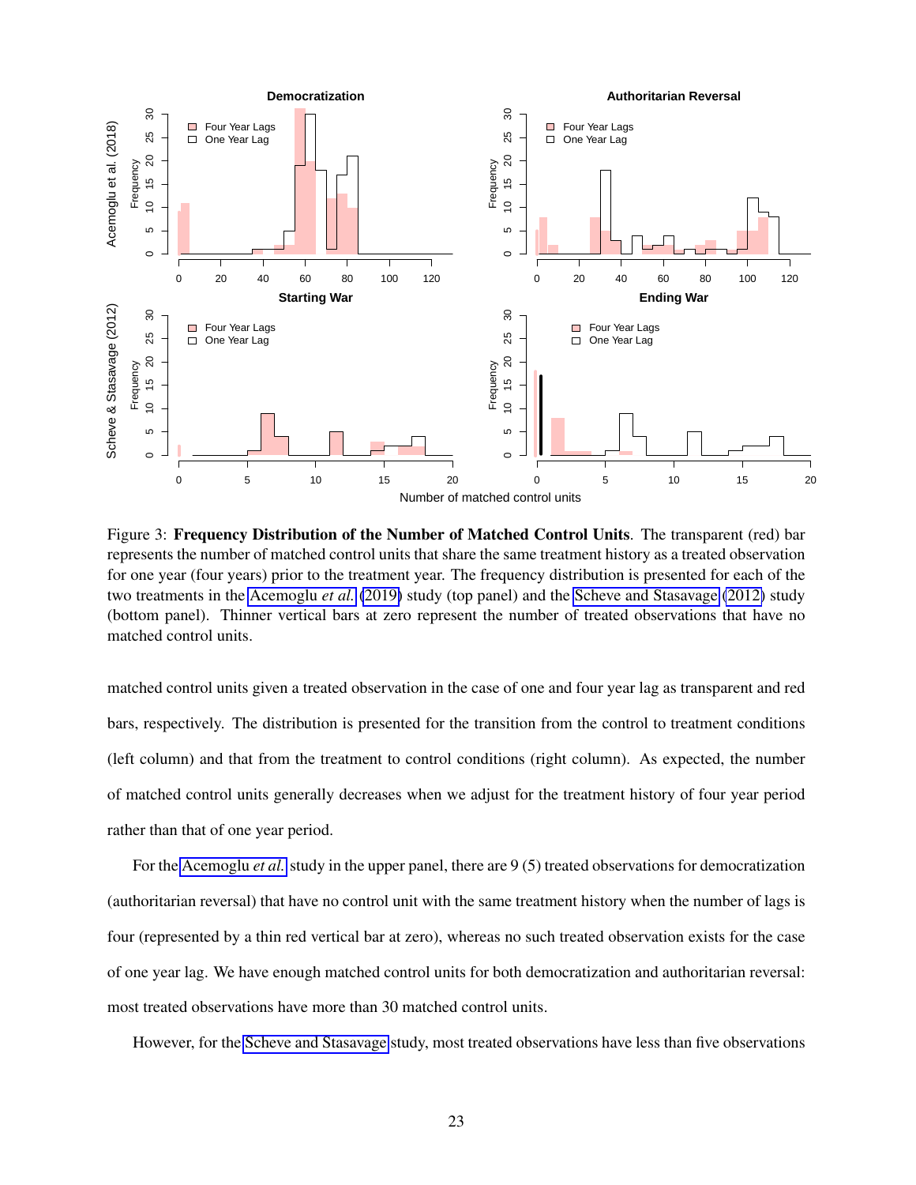Figure 3: **Frequency Distribution of the Number of Matched Control Units**. The transparent (red) bar represents the number of matched control units that share the same treatment history as a treated observation for one year (four years) prior to the treatment year. The frequency distribution is presented for each of the two treatments in the Acemoglu *et al.* (2019) study (top panel) and the Scheve and Stasavage (2012) study (bottom panel). Thinner vertical bars at zero represent the number of treated observations that have no matched control units.

matched control units given a treated observation in the case of one and four year lag as transparent and red bars, respectively. The distribution is presented for the transition from the control to treatment conditions (left column) and that from the treatment to control conditions (right column). As expected, the number of matched control units generally decreases when we adjust for the treatment history of four year period rather than that of one year period.

For the Acemoglu *et al.* study in the upper panel, there are 9 (5) treated observations for democratization (authoritarian reversal) that have no control unit with the same treatment history when the number of lags is four (represented by a thin red vertical bar at zero), whereas no such treated observation exists for the case of one year lag. We have enough matched control units for both democratization and authoritarian reversal: most treated observations have more than 30 matched control units.

However, for the Scheve and Stasavage study, most treated observations have less than five observations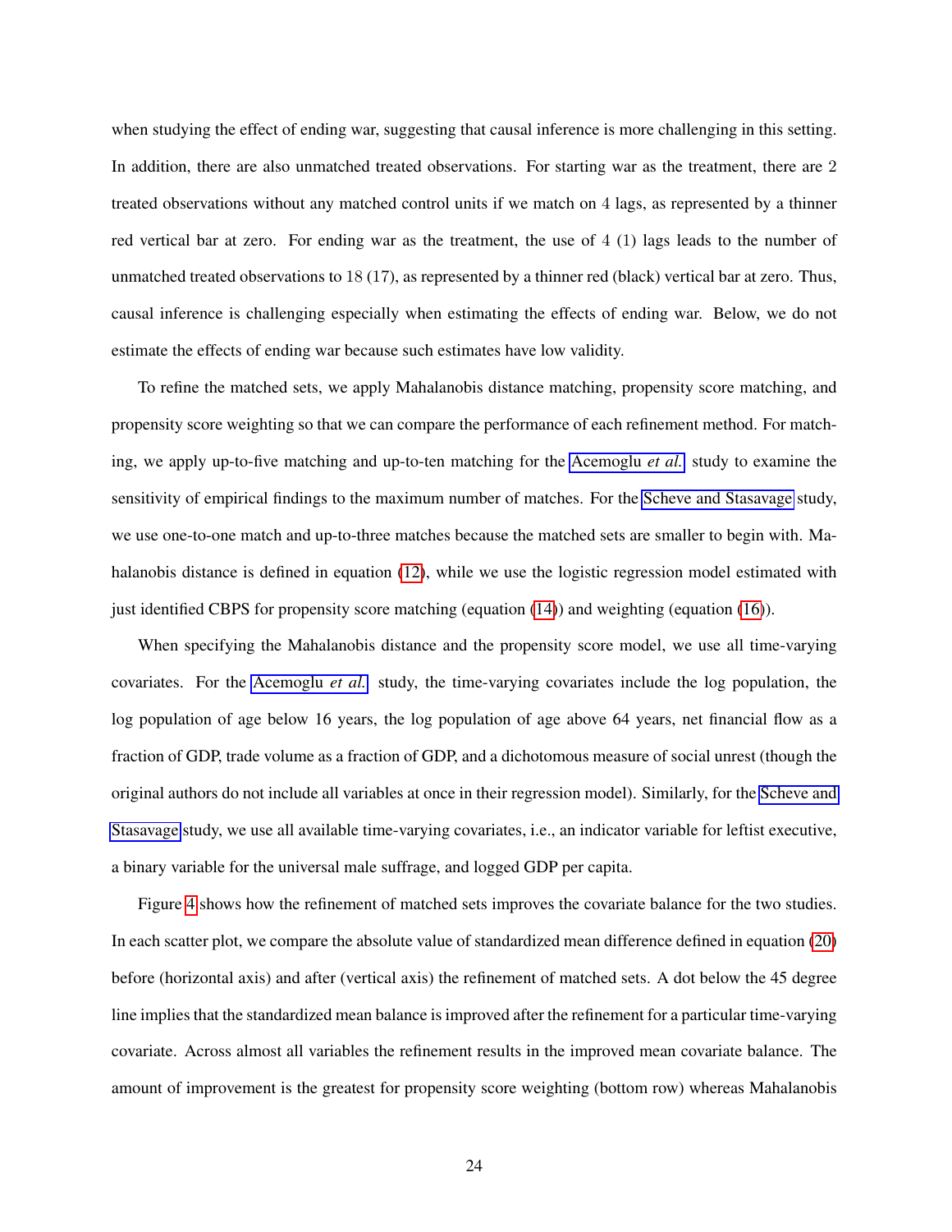when studying the effect of ending war, suggesting that causal inference is more challenging in this setting. In addition, there are also unmatched treated observations. For starting war as the treatment, there are 2 treated observations without any matched control units if we match on 4 lags, as represented by a thinner red vertical bar at zero. For ending war as the treatment, the use of 4 (1) lags leads to the number of unmatched treated observations to 18 (17), as represented by a thinner red (black) vertical bar at zero. Thus, causal inference is challenging especially when estimating the effects of ending war. Below, we do not estimate the effects of ending war because such estimates have low validity.

To refine the matched sets, we apply Mahalanobis distance matching, propensity score matching, and propensity score weighting so that we can compare the performance of each refinement method. For matching, we apply up-to-five matching and up-to-ten matching for the Acemoglu *et al.* study to examine the sensitivity of empirical findings to the maximum number of matches. For the Scheve and Stasavage study, we use one-to-one match and up-to-three matches because the matched sets are smaller to begin with. Mahalanobis distance is defined in equation (12), while we use the logistic regression model estimated with just identified CBPS for propensity score matching (equation (14)) and weighting (equation (16)).

When specifying the Mahalanobis distance and the propensity score model, we use all time-varying covariates. For the Acemoglu *et al.* study, the time-varying covariates include the log population, the log population of age below 16 years, the log population of age above 64 years, net financial flow as a fraction of GDP, trade volume as a fraction of GDP, and a dichotomous measure of social unrest (though the original authors do not include all variables at once in their regression model). Similarly, for the Scheve and Stasavage study, we use all available time-varying covariates, i.e., an indicator variable for leftist executive, a binary variable for the universal male suffrage, and logged GDP per capita.

Figure 4 shows how the refinement of matched sets improves the covariate balance for the two studies. In each scatter plot, we compare the absolute value of standardized mean difference defined in equation (20) before (horizontal axis) and after (vertical axis) the refinement of matched sets. A dot below the 45 degree line implies that the standardized mean balance is improved after the refinement for a particular time-varying covariate. Across almost all variables the refinement results in the improved mean covariate balance. The amount of improvement is the greatest for propensity score weighting (bottom row) whereas Mahalanobis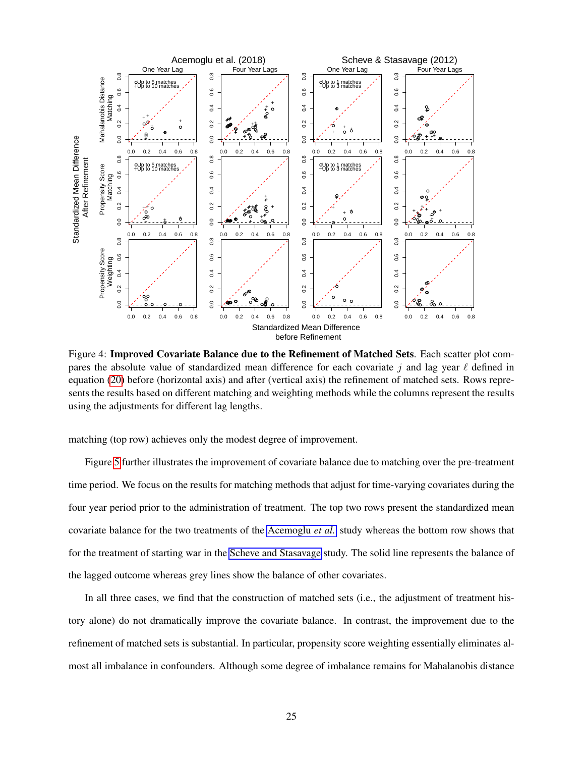Figure 4: **Improved Covariate Balance due to the Refinement of Matched Sets**. Each scatter plot compares the absolute value of standardized mean difference for each covariate $j$ and lag year $\ell$ defined in equation (20) before (horizontal axis) and after (vertical axis) the refinement of matched sets. Rows represents the results based on different matching and weighting methods while the columns represent the results using the adjustments for different lag lengths.

matching (top row) achieves only the modest degree of improvement.

Figure 5 further illustrates the improvement of covariate balance due to matching over the pre-treatment time period. We focus on the results for matching methods that adjust for time-varying covariates during the four year period prior to the administration of treatment. The top two rows present the standardized mean covariate balance for the two treatments of the Acemoglu *et al.* study whereas the bottom row shows that for the treatment of starting war in the Scheve and Stasavage study. The solid line represents the balance of the lagged outcome whereas grey lines show the balance of other covariates.

In all three cases, we find that the construction of matched sets (i.e., the adjustment of treatment history alone) do not dramatically improve the covariate balance. In contrast, the improvement due to the refinement of matched sets is substantial. In particular, propensity score weighting essentially eliminates almost all imbalance in confounders. Although some degree of imbalance remains for Mahalanobis distance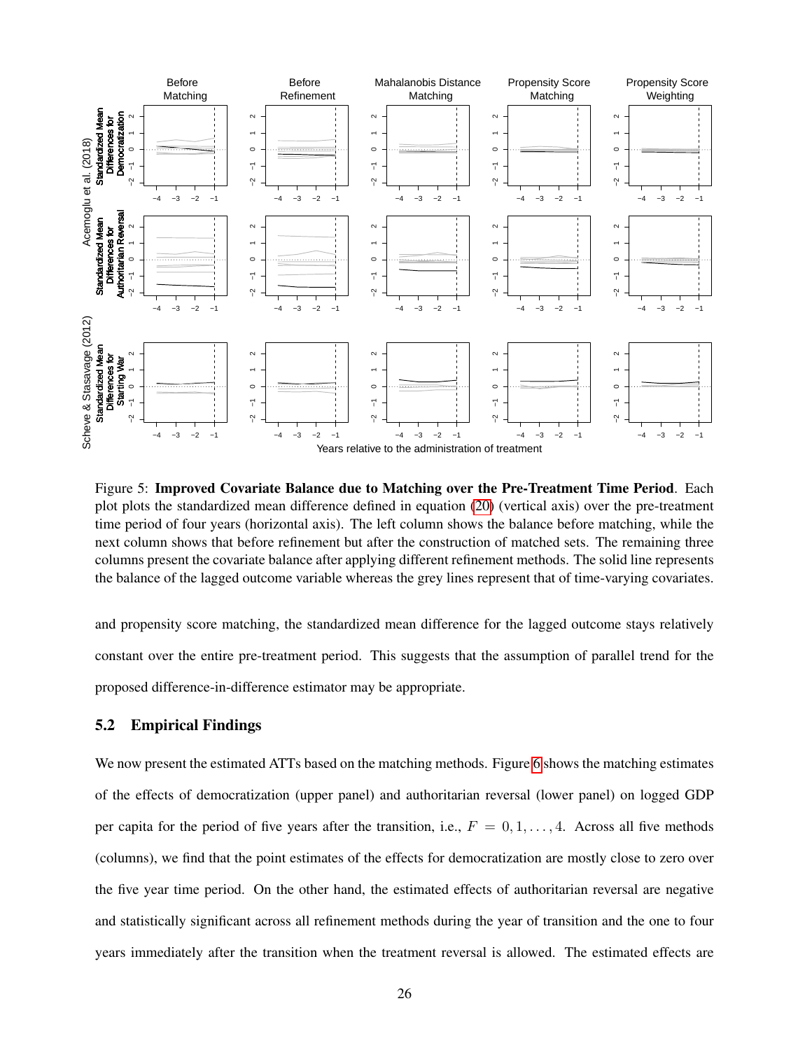Figure 5: **Improved Covariate Balance due to Matching over the Pre-Treatment Time Period**. Each plot plots the standardized mean difference defined in equation (20) (vertical axis) over the pre-treatment time period of four years (horizontal axis). The left column shows the balance before matching, while the next column shows that before refinement but after the construction of matched sets. The remaining three columns present the covariate balance after applying different refinement methods. The solid line represents the balance of the lagged outcome variable whereas the grey lines represent that of time-varying covariates.

and propensity score matching, the standardized mean difference for the lagged outcome stays relatively constant over the entire pre-treatment period. This suggests that the assumption of parallel trend for the proposed difference-in-difference estimator may be appropriate.

## 5.2 Empirical Findings

We now present the estimated ATTs based on the matching methods. Figure 6 shows the matching estimates of the effects of democratization (upper panel) and authoritarian reversal (lower panel) on logged GDP per capita for the period of five years after the transition, i.e., $F = 0, 1, \ldots, 4$. Across all five methods (columns), we find that the point estimates of the effects for democratization are mostly close to zero over the five year time period. On the other hand, the estimated effects of authoritarian reversal are negative and statistically significant across all refinement methods during the year of transition and the one to four years immediately after the transition when the treatment reversal is allowed. The estimated effects are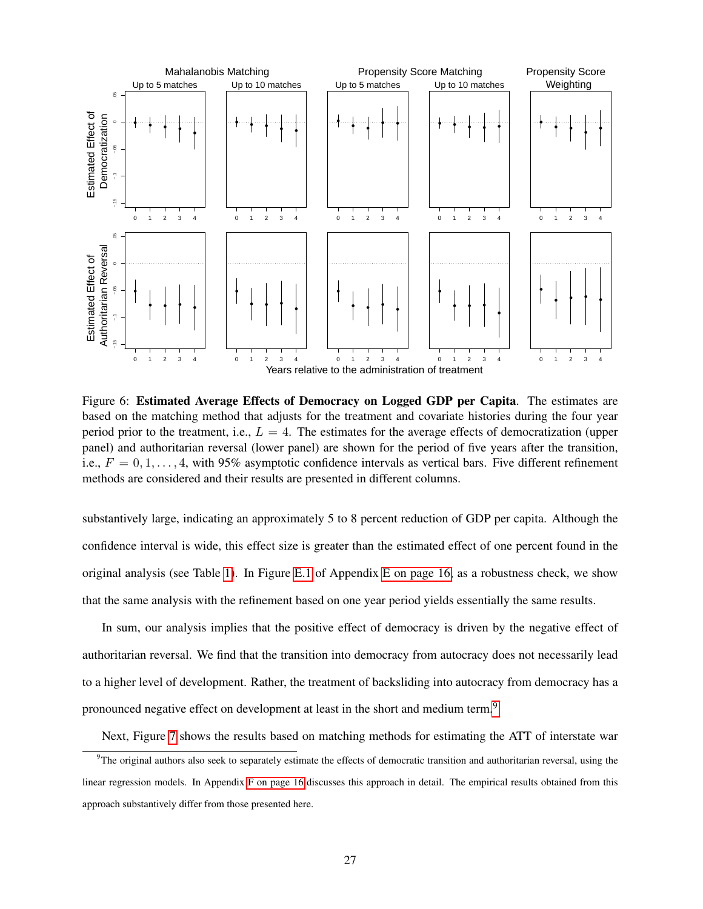Figure 6: **Estimated Average Effects of Democracy on Logged GDP per Capita**. The estimates are based on the matching method that adjusts for the treatment and covariate histories during the four year period prior to the treatment, i.e., $L = 4$. The estimates for the average effects of democratization (upper panel) and authoritarian reversal (lower panel) are shown for the period of five years after the transition, i.e., $F = 0, 1, \ldots, 4$, with 95% asymptotic confidence intervals as vertical bars. Five different refinement methods are considered and their results are presented in different columns.

substantively large, indicating an approximately 5 to 8 percent reduction of GDP per capita. Although the confidence interval is wide, this effect size is greater than the estimated effect of one percent found in the original analysis (see Table 1). In Figure E.1 of Appendix E on page 16, as a robustness check, we show that the same analysis with the refinement based on one year period yields essentially the same results.

In sum, our analysis implies that the positive effect of democracy is driven by the negative effect of authoritarian reversal. We find that the transition into democracy from autocracy does not necessarily lead to a higher level of development. Rather, the treatment of backsliding into autocracy from democracy has a pronounced negative effect on development at least in the short and medium term.[9]

Next, Figure 7 shows the results based on matching methods for estimating the ATT of interstate war

[9]The original authors also seek to separately estimate the effects of democratic transition and authoritarian reversal, using the linear regression models. In Appendix F on page 16 discusses this approach in detail. The empirical results obtained from this approach substantively differ from those presented here.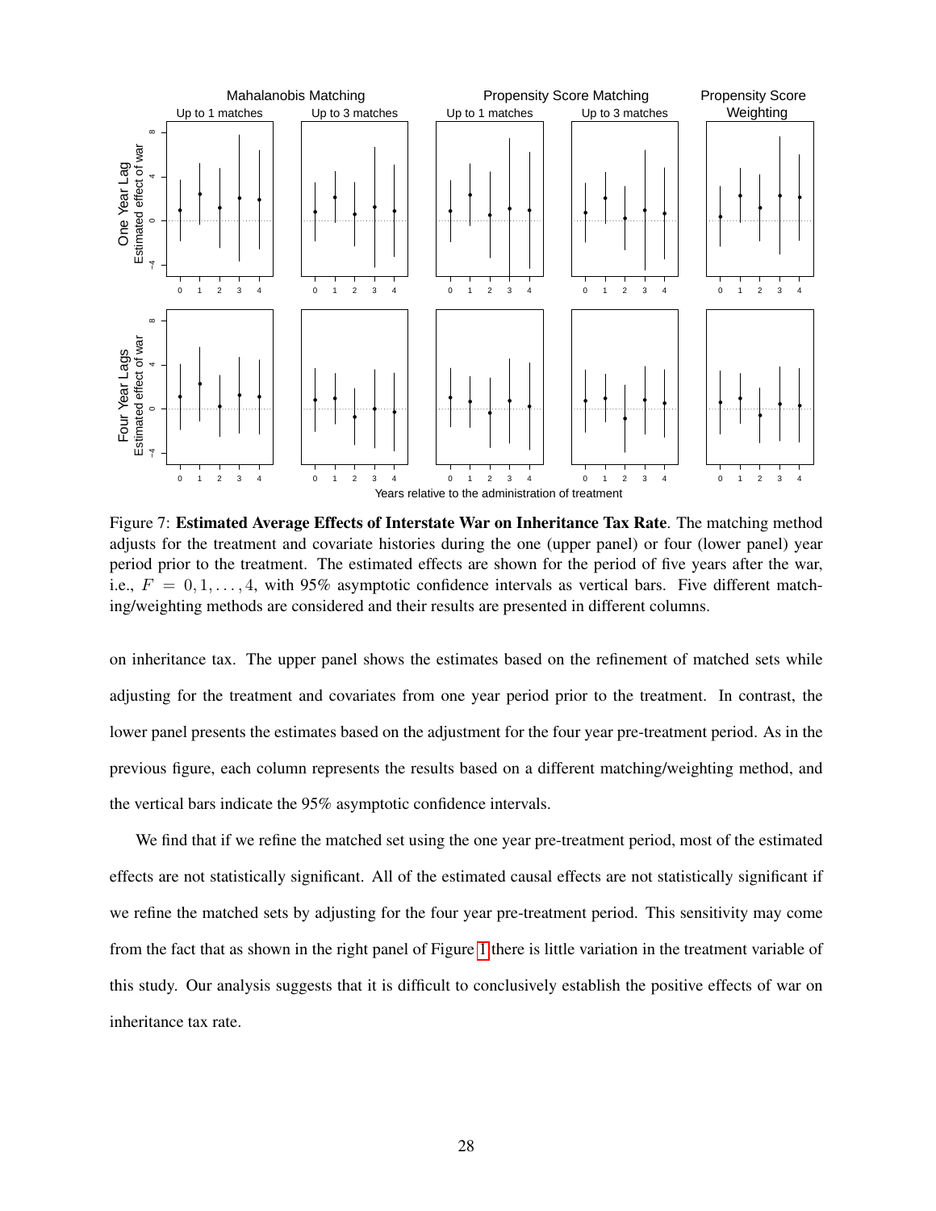Figure 7: **Estimated Average Effects of Interstate War on Inheritance Tax Rate**. The matching method adjusts for the treatment and covariate histories during the one (upper panel) or four (lower panel) year period prior to the treatment. The estimated effects are shown for the period of five years after the war, i.e., $F = 0, 1, \ldots, 4$, with 95% asymptotic confidence intervals as vertical bars. Five different matching/weighting methods are considered and their results are presented in different columns.

on inheritance tax. The upper panel shows the estimates based on the refinement of matched sets while adjusting for the treatment and covariates from one year period prior to the treatment. In contrast, the lower panel presents the estimates based on the adjustment for the four year pre-treatment period. As in the previous figure, each column represents the results based on a different matching/weighting method, and the vertical bars indicate the 95% asymptotic confidence intervals.

We find that if we refine the matched set using the one year pre-treatment period, most of the estimated effects are not statistically significant. All of the estimated causal effects are not statistically significant if we refine the matched sets by adjusting for the four year pre-treatment period. This sensitivity may come from the fact that as shown in the right panel of Figure 1 there is little variation in the treatment variable of this study. Our analysis suggests that it is difficult to conclusively establish the positive effects of war on inheritance tax rate.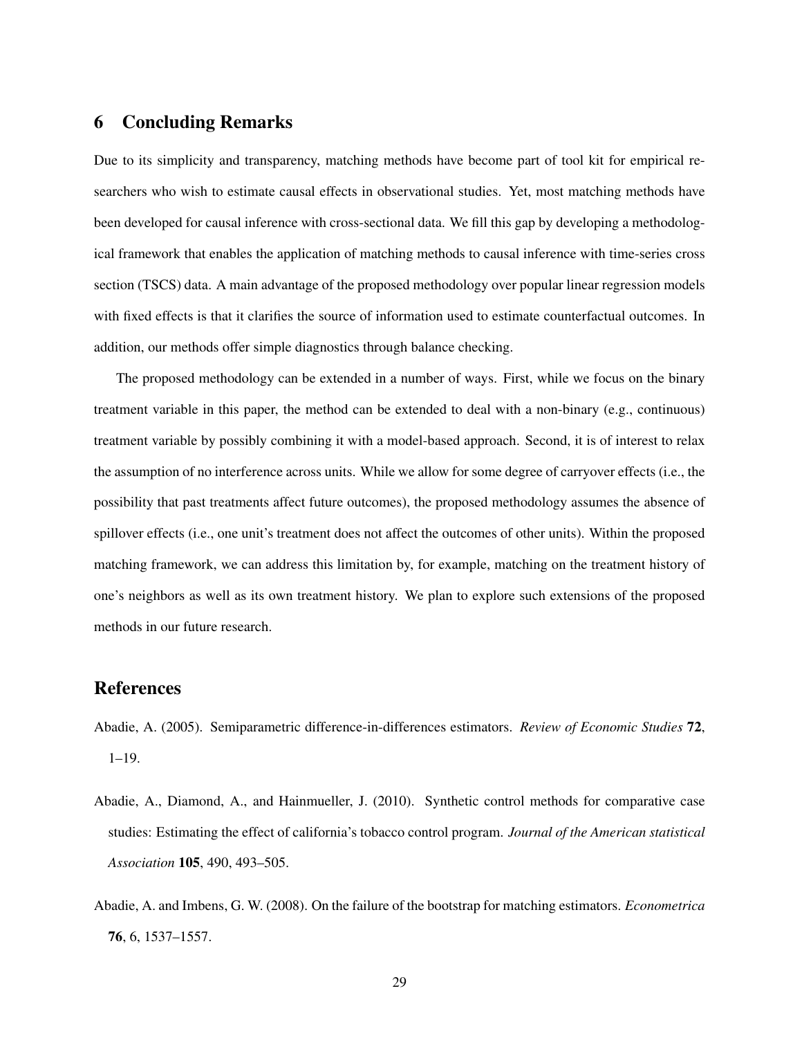## 6 Concluding Remarks

Due to its simplicity and transparency, matching methods have become part of tool kit for empirical researchers who wish to estimate causal effects in observational studies. Yet, most matching methods have been developed for causal inference with cross-sectional data. We fill this gap by developing a methodological framework that enables the application of matching methods to causal inference with time-series cross section (TSCS) data. A main advantage of the proposed methodology over popular linear regression models with fixed effects is that it clarifies the source of information used to estimate counterfactual outcomes. In addition, our methods offer simple diagnostics through balance checking.

The proposed methodology can be extended in a number of ways. First, while we focus on the binary treatment variable in this paper, the method can be extended to deal with a non-binary (e.g., continuous) treatment variable by possibly combining it with a model-based approach. Second, it is of interest to relax the assumption of no interference across units. While we allow for some degree of carryover effects (i.e., the possibility that past treatments affect future outcomes), the proposed methodology assumes the absence of spillover effects (i.e., one unit's treatment does not affect the outcomes of other units). Within the proposed matching framework, we can address this limitation by, for example, matching on the treatment history of one's neighbors as well as its own treatment history. We plan to explore such extensions of the proposed methods in our future research.

## References

Abadie, A. (2005). Semiparametric difference-in-differences estimators. *Review of Economic Studies* **72**, 1–19.

Abadie, A., Diamond, A., and Hainmueller, J. (2010). Synthetic control methods for comparative case studies: Estimating the effect of california's tobacco control program. *Journal of the American statistical Association* **105**, 490, 493–505.

Abadie, A. and Imbens, G. W. (2008). On the failure of the bootstrap for matching estimators. *Econometrica* **76**, 6, 1537–1557.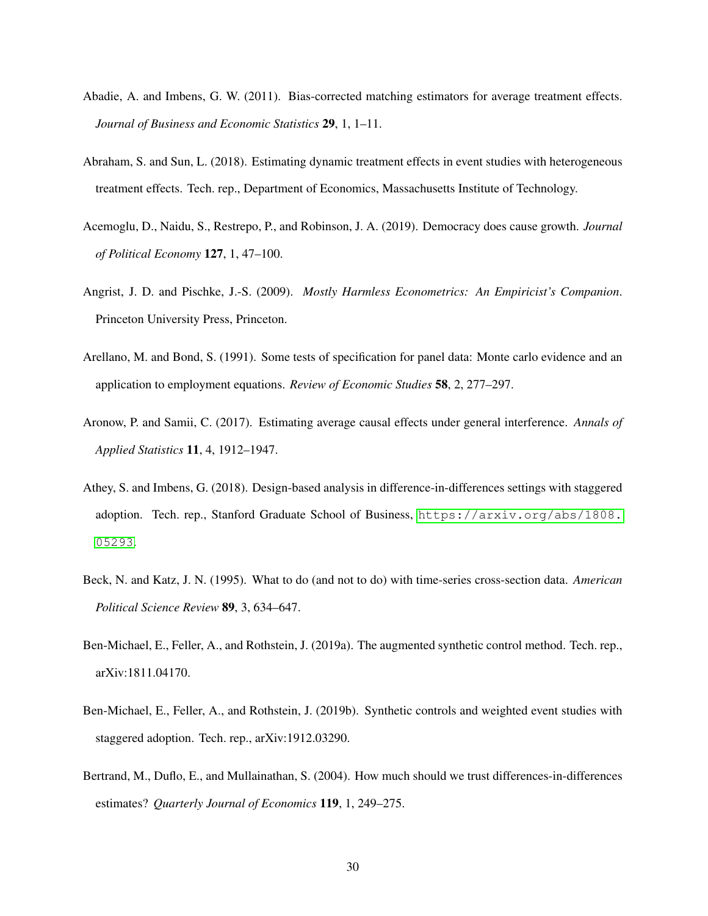Abadie, A. and Imbens, G. W. (2011). Bias-corrected matching estimators for average treatment effects. *Journal of Business and Economic Statistics* **29**, 1, 1–11.

Abraham, S. and Sun, L. (2018). Estimating dynamic treatment effects in event studies with heterogeneous treatment effects. Tech. rep., Department of Economics, Massachusetts Institute of Technology.

Acemoglu, D., Naidu, S., Restrepo, P., and Robinson, J. A. (2019). Democracy does cause growth. *Journal of Political Economy* **127**, 1, 47–100.

Angrist, J. D. and Pischke, J.-S. (2009). *Mostly Harmless Econometrics: An Empiricist's Companion*. Princeton University Press, Princeton.

Arellano, M. and Bond, S. (1991). Some tests of specification for panel data: Monte carlo evidence and an application to employment equations. *Review of Economic Studies* **58**, 2, 277–297.

Aronow, P. and Samii, C. (2017). Estimating average causal effects under general interference. *Annals of Applied Statistics* **11**, 4, 1912–1947.

Athey, S. and Imbens, G. (2018). Design-based analysis in difference-in-differences settings with staggered adoption. Tech. rep., Stanford Graduate School of Business, https://arxiv.org/abs/1808.05293.

Beck, N. and Katz, J. N. (1995). What to do (and not to do) with time-series cross-section data. *American Political Science Review* **89**, 3, 634–647.

Ben-Michael, E., Feller, A., and Rothstein, J. (2019a). The augmented synthetic control method. Tech. rep., arXiv:1811.04170.

Ben-Michael, E., Feller, A., and Rothstein, J. (2019b). Synthetic controls and weighted event studies with staggered adoption. Tech. rep., arXiv:1912.03290.

Bertrand, M., Duflo, E., and Mullainathan, S. (2004). How much should we trust differences-in-differences estimates? *Quarterly Journal of Economics* **119**, 1, 249–275.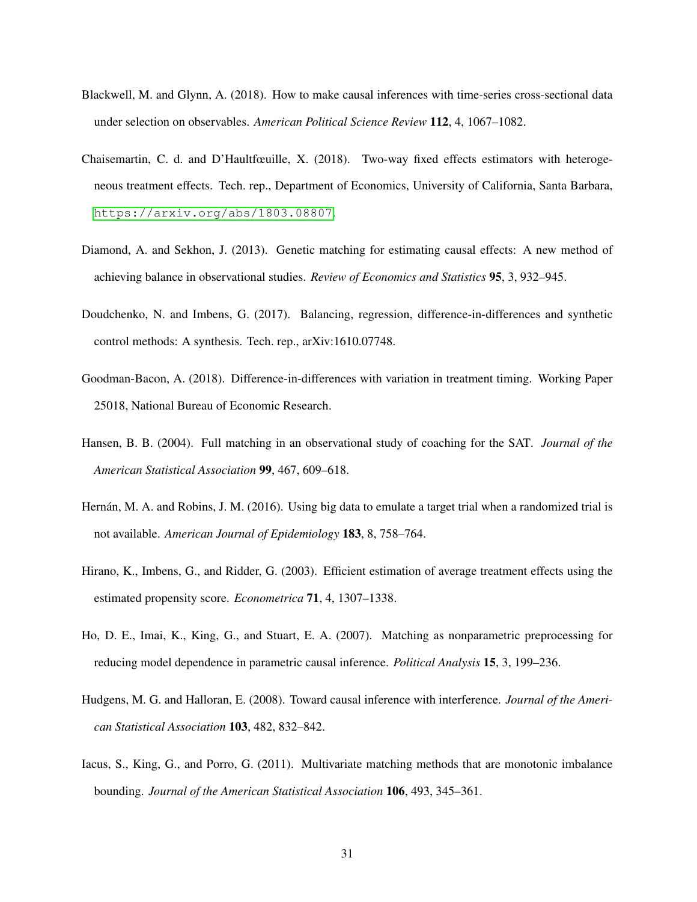Blackwell, M. and Glynn, A. (2018). How to make causal inferences with time-series cross-sectional data under selection on observables. *American Political Science Review* **112**, 4, 1067–1082.

Chaisemartin, C. d. and D'Haultfœuille, X. (2018). Two-way fixed effects estimators with heterogeneous treatment effects. Tech. rep., Department of Economics, University of California, Santa Barbara, https://arxiv.org/abs/1803.08807.

Diamond, A. and Sekhon, J. (2013). Genetic matching for estimating causal effects: A new method of achieving balance in observational studies. *Review of Economics and Statistics* **95**, 3, 932–945.

Doudchenko, N. and Imbens, G. (2017). Balancing, regression, difference-in-differences and synthetic control methods: A synthesis. Tech. rep., arXiv:1610.07748.

Goodman-Bacon, A. (2018). Difference-in-differences with variation in treatment timing. Working Paper 25018, National Bureau of Economic Research.

Hansen, B. B. (2004). Full matching in an observational study of coaching for the SAT. *Journal of the American Statistical Association* **99**, 467, 609–618.

Hernán, M. A. and Robins, J. M. (2016). Using big data to emulate a target trial when a randomized trial is not available. *American Journal of Epidemiology* **183**, 8, 758–764.

Hirano, K., Imbens, G., and Ridder, G. (2003). Efficient estimation of average treatment effects using the estimated propensity score. *Econometrica* **71**, 4, 1307–1338.

Ho, D. E., Imai, K., King, G., and Stuart, E. A. (2007). Matching as nonparametric preprocessing for reducing model dependence in parametric causal inference. *Political Analysis* **15**, 3, 199–236.

Hudgens, M. G. and Halloran, E. (2008). Toward causal inference with interference. *Journal of the American Statistical Association* **103**, 482, 832–842.

Iacus, S., King, G., and Porro, G. (2011). Multivariate matching methods that are monotonic imbalance bounding. *Journal of the American Statistical Association* **106**, 493, 345–361.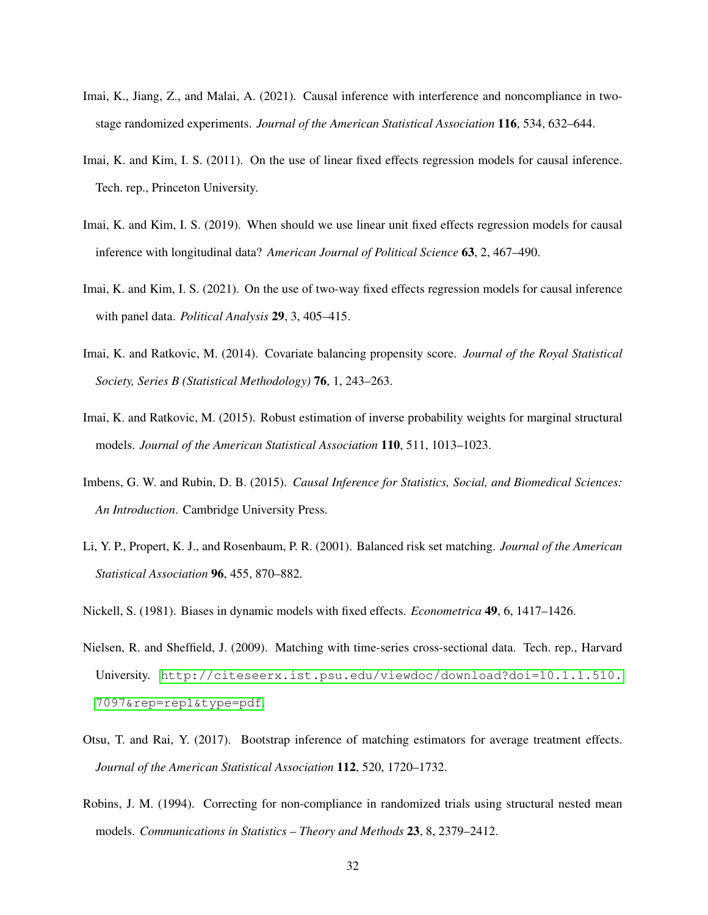Imai, K., Jiang, Z., and Malai, A. (2021). Causal inference with interference and noncompliance in two-stage randomized experiments. *Journal of the American Statistical Association* **116**, 534, 632–644.

Imai, K. and Kim, I. S. (2011). On the use of linear fixed effects regression models for causal inference. Tech. rep., Princeton University.

Imai, K. and Kim, I. S. (2019). When should we use linear unit fixed effects regression models for causal inference with longitudinal data? *American Journal of Political Science* **63**, 2, 467–490.

Imai, K. and Kim, I. S. (2021). On the use of two-way fixed effects regression models for causal inference with panel data. *Political Analysis* **29**, 3, 405–415.

Imai, K. and Ratkovic, M. (2014). Covariate balancing propensity score. *Journal of the Royal Statistical Society, Series B (Statistical Methodology)* **76**, 1, 243–263.

Imai, K. and Ratkovic, M. (2015). Robust estimation of inverse probability weights for marginal structural models. *Journal of the American Statistical Association* **110**, 511, 1013–1023.

Imbens, G. W. and Rubin, D. B. (2015). *Causal Inference for Statistics, Social, and Biomedical Sciences: An Introduction*. Cambridge University Press.

Li, Y. P., Propert, K. J., and Rosenbaum, P. R. (2001). Balanced risk set matching. *Journal of the American Statistical Association* **96**, 455, 870–882.

Nickell, S. (1981). Biases in dynamic models with fixed effects. *Econometrica* **49**, 6, 1417–1426.

Nielsen, R. and Sheffield, J. (2009). Matching with time-series cross-sectional data. Tech. rep., Harvard University. http://citeseerx.ist.psu.edu/viewdoc/download?doi=10.1.1.510.7097&rep=rep1&type=pdf.

Otsu, T. and Rai, Y. (2017). Bootstrap inference of matching estimators for average treatment effects. *Journal of the American Statistical Association* **112**, 520, 1720–1732.

Robins, J. M. (1994). Correcting for non-compliance in randomized trials using structural nested mean models. *Communications in Statistics – Theory and Methods* **23**, 8, 2379–2412.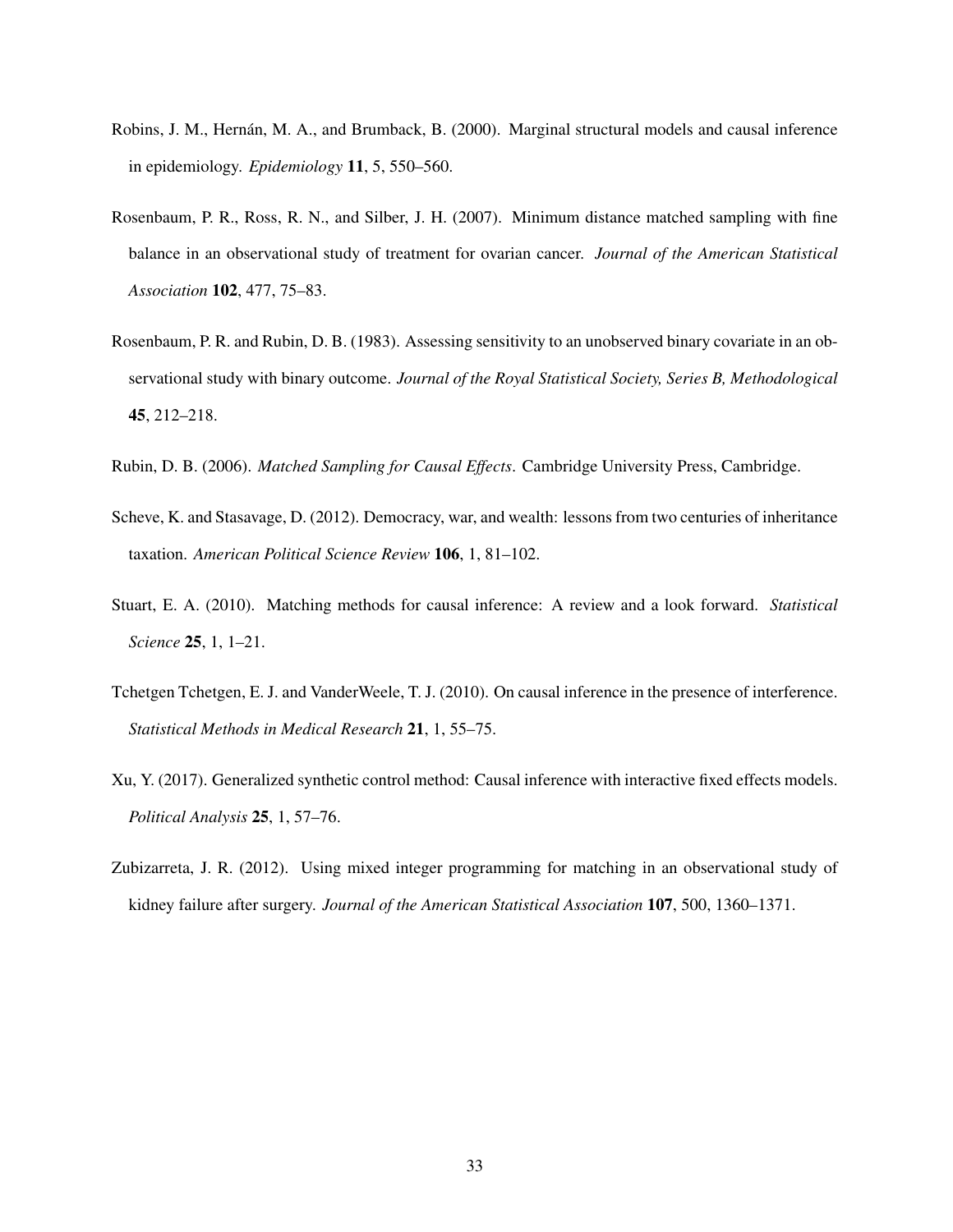Robins, J. M., Hernán, M. A., and Brumback, B. (2000). Marginal structural models and causal inference in epidemiology. *Epidemiology* **11**, 5, 550–560.

Rosenbaum, P. R., Ross, R. N., and Silber, J. H. (2007). Minimum distance matched sampling with fine balance in an observational study of treatment for ovarian cancer. *Journal of the American Statistical Association* **102**, 477, 75–83.

Rosenbaum, P. R. and Rubin, D. B. (1983). Assessing sensitivity to an unobserved binary covariate in an observational study with binary outcome. *Journal of the Royal Statistical Society, Series B, Methodological* **45**, 212–218.

Rubin, D. B. (2006). *Matched Sampling for Causal Effects*. Cambridge University Press, Cambridge.

Scheve, K. and Stasavage, D. (2012). Democracy, war, and wealth: lessons from two centuries of inheritance taxation. *American Political Science Review* **106**, 1, 81–102.

Stuart, E. A. (2010). Matching methods for causal inference: A review and a look forward. *Statistical Science* **25**, 1, 1–21.

Tchetgen Tchetgen, E. J. and VanderWeele, T. J. (2010). On causal inference in the presence of interference. *Statistical Methods in Medical Research* **21**, 1, 55–75.

Xu, Y. (2017). Generalized synthetic control method: Causal inference with interactive fixed effects models. *Political Analysis* **25**, 1, 57–76.

Zubizarreta, J. R. (2012). Using mixed integer programming for matching in an observational study of kidney failure after surgery. *Journal of the American Statistical Association* **107**, 500, 1360–1371.